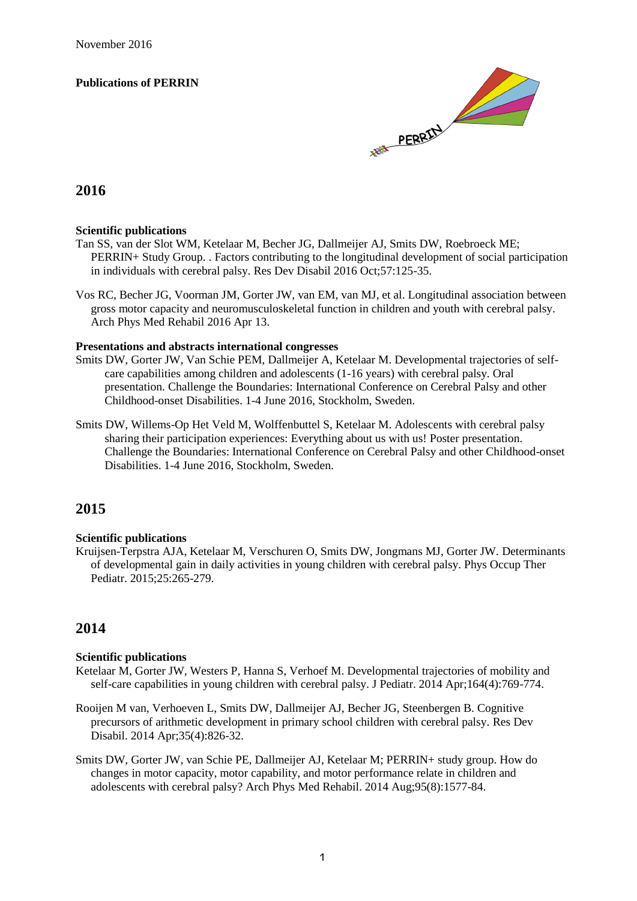November 2016

**Publications of PERRIN**

## 2016

### Scientific publications

Tan SS, van der Slot WM, Ketelaar M, Becher JG, Dallmeijer AJ, Smits DW, Roebroeck ME; PERRIN+ Study Group. . Factors contributing to the longitudinal development of social participation in individuals with cerebral palsy. Res Dev Disabil 2016 Oct;57:125-35.

Vos RC, Becher JG, Voorman JM, Gorter JW, van EM, van MJ, et al. Longitudinal association between gross motor capacity and neuromusculoskeletal function in children and youth with cerebral palsy. Arch Phys Med Rehabil 2016 Apr 13.

### Presentations and abstracts international congresses

Smits DW, Gorter JW, Van Schie PEM, Dallmeijer A, Ketelaar M. Developmental trajectories of self-care capabilities among children and adolescents (1-16 years) with cerebral palsy. Oral presentation. Challenge the Boundaries: International Conference on Cerebral Palsy and other Childhood-onset Disabilities. 1-4 June 2016, Stockholm, Sweden.

Smits DW, Willems-Op Het Veld M, Wolffenbuttel S, Ketelaar M. Adolescents with cerebral palsy sharing their participation experiences: Everything about us with us! Poster presentation. Challenge the Boundaries: International Conference on Cerebral Palsy and other Childhood-onset Disabilities. 1-4 June 2016, Stockholm, Sweden.

## 2015

### Scientific publications

Kruijsen-Terpstra AJA, Ketelaar M, Verschuren O, Smits DW, Jongmans MJ, Gorter JW. Determinants of developmental gain in daily activities in young children with cerebral palsy. Phys Occup Ther Pediatr. 2015;25:265-279.

## 2014

### Scientific publications

Ketelaar M, Gorter JW, Westers P, Hanna S, Verhoef M. Developmental trajectories of mobility and self-care capabilities in young children with cerebral palsy. J Pediatr. 2014 Apr;164(4):769-774.

Rooijen M van, Verhoeven L, Smits DW, Dallmeijer AJ, Becher JG, Steenbergen B. Cognitive precursors of arithmetic development in primary school children with cerebral palsy. Res Dev Disabil. 2014 Apr;35(4):826-32.

Smits DW, Gorter JW, van Schie PE, Dallmeijer AJ, Ketelaar M; PERRIN+ study group. How do changes in motor capacity, motor capability, and motor performance relate in children and adolescents with cerebral palsy? Arch Phys Med Rehabil. 2014 Aug;95(8):1577-84.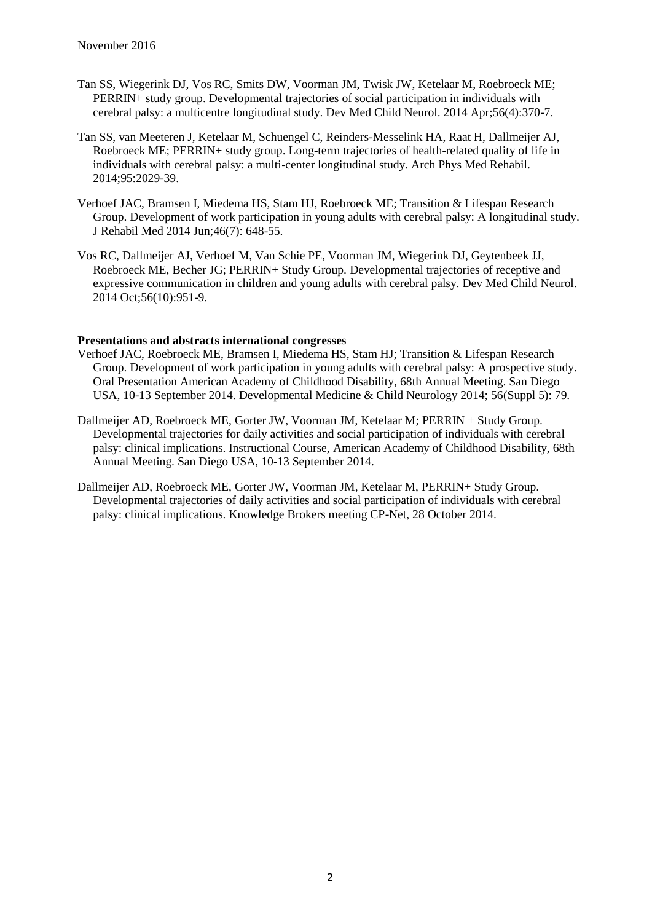November 2016

Tan SS, Wiegerink DJ, Vos RC, Smits DW, Voorman JM, Twisk JW, Ketelaar M, Roebroeck ME; PERRIN+ study group. Developmental trajectories of social participation in individuals with cerebral palsy: a multicentre longitudinal study. Dev Med Child Neurol. 2014 Apr;56(4):370-7.

Tan SS, van Meeteren J, Ketelaar M, Schuengel C, Reinders-Messelink HA, Raat H, Dallmeijer AJ, Roebroeck ME; PERRIN+ study group. Long-term trajectories of health-related quality of life in individuals with cerebral palsy: a multi-center longitudinal study. Arch Phys Med Rehabil. 2014;95:2029-39.

Verhoef JAC, Bramsen I, Miedema HS, Stam HJ, Roebroeck ME; Transition & Lifespan Research Group. Development of work participation in young adults with cerebral palsy: A longitudinal study. J Rehabil Med 2014 Jun;46(7): 648-55.

Vos RC, Dallmeijer AJ, Verhoef M, Van Schie PE, Voorman JM, Wiegerink DJ, Geytenbeek JJ, Roebroeck ME, Becher JG; PERRIN+ Study Group. Developmental trajectories of receptive and expressive communication in children and young adults with cerebral palsy. Dev Med Child Neurol. 2014 Oct;56(10):951-9.

**Presentations and abstracts international congresses**

Verhoef JAC, Roebroeck ME, Bramsen I, Miedema HS, Stam HJ; Transition & Lifespan Research Group. Development of work participation in young adults with cerebral palsy: A prospective study. Oral Presentation American Academy of Childhood Disability, 68th Annual Meeting. San Diego USA, 10-13 September 2014. Developmental Medicine & Child Neurology 2014; 56(Suppl 5): 79.

Dallmeijer AD, Roebroeck ME, Gorter JW, Voorman JM, Ketelaar M; PERRIN + Study Group. Developmental trajectories for daily activities and social participation of individuals with cerebral palsy: clinical implications. Instructional Course, American Academy of Childhood Disability, 68th Annual Meeting. San Diego USA, 10-13 September 2014.

Dallmeijer AD, Roebroeck ME, Gorter JW, Voorman JM, Ketelaar M, PERRIN+ Study Group. Developmental trajectories of daily activities and social participation of individuals with cerebral palsy: clinical implications. Knowledge Brokers meeting CP-Net, 28 October 2014.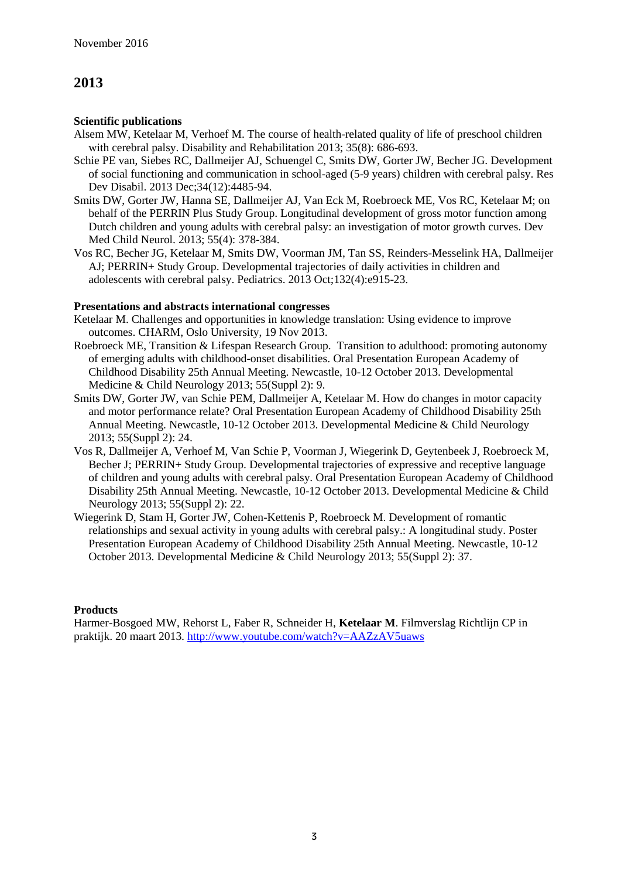## 2013

**Scientific publications**

Alsem MW, Ketelaar M, Verhoef M. The course of health-related quality of life of preschool children with cerebral palsy. Disability and Rehabilitation 2013; 35(8): 686-693.

Schie PE van, Siebes RC, Dallmeijer AJ, Schuengel C, Smits DW, Gorter JW, Becher JG. Development of social functioning and communication in school-aged (5-9 years) children with cerebral palsy. Res Dev Disabil. 2013 Dec;34(12):4485-94.

Smits DW, Gorter JW, Hanna SE, Dallmeijer AJ, Van Eck M, Roebroeck ME, Vos RC, Ketelaar M; on behalf of the PERRIN Plus Study Group. Longitudinal development of gross motor function among Dutch children and young adults with cerebral palsy: an investigation of motor growth curves. Dev Med Child Neurol. 2013; 55(4): 378-384.

Vos RC, Becher JG, Ketelaar M, Smits DW, Voorman JM, Tan SS, Reinders-Messelink HA, Dallmeijer AJ; PERRIN+ Study Group. Developmental trajectories of daily activities in children and adolescents with cerebral palsy. Pediatrics. 2013 Oct;132(4):e915-23.

**Presentations and abstracts international congresses**

Ketelaar M. Challenges and opportunities in knowledge translation: Using evidence to improve outcomes. CHARM, Oslo University, 19 Nov 2013.

Roebroeck ME, Transition & Lifespan Research Group. Transition to adulthood: promoting autonomy of emerging adults with childhood-onset disabilities. Oral Presentation European Academy of Childhood Disability 25th Annual Meeting. Newcastle, 10-12 October 2013. Developmental Medicine & Child Neurology 2013; 55(Suppl 2): 9.

Smits DW, Gorter JW, van Schie PEM, Dallmeijer A, Ketelaar M. How do changes in motor capacity and motor performance relate? Oral Presentation European Academy of Childhood Disability 25th Annual Meeting. Newcastle, 10-12 October 2013. Developmental Medicine & Child Neurology 2013; 55(Suppl 2): 24.

Vos R, Dallmeijer A, Verhoef M, Van Schie P, Voorman J, Wiegerink D, Geytenbeek J, Roebroeck M, Becher J; PERRIN+ Study Group. Developmental trajectories of expressive and receptive language of children and young adults with cerebral palsy. Oral Presentation European Academy of Childhood Disability 25th Annual Meeting. Newcastle, 10-12 October 2013. Developmental Medicine & Child Neurology 2013; 55(Suppl 2): 22.

Wiegerink D, Stam H, Gorter JW, Cohen-Kettenis P, Roebroeck M. Development of romantic relationships and sexual activity in young adults with cerebral palsy.: A longitudinal study. Poster Presentation European Academy of Childhood Disability 25th Annual Meeting. Newcastle, 10-12 October 2013. Developmental Medicine & Child Neurology 2013; 55(Suppl 2): 37.

**Products**

Harmer-Bosgoed MW, Rehorst L, Faber R, Schneider H, **Ketelaar M**. Filmverslag Richtlijn CP in praktijk. 20 maart 2013. http://www.youtube.com/watch?v=AAZzAV5uaws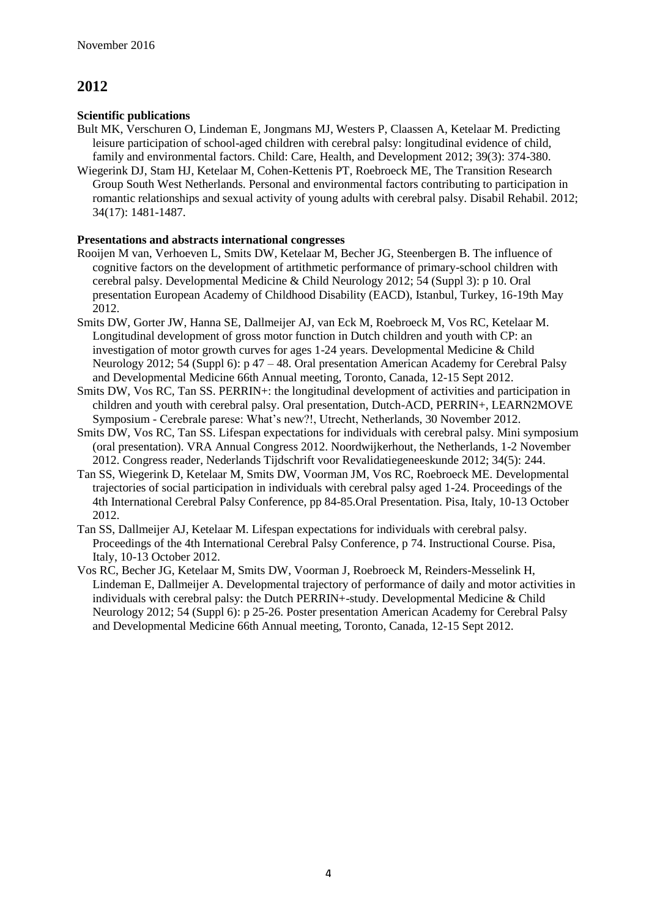## 2012

### Scientific publications

Bult MK, Verschuren O, Lindeman E, Jongmans MJ, Westers P, Claassen A, Ketelaar M. Predicting leisure participation of school-aged children with cerebral palsy: longitudinal evidence of child, family and environmental factors. Child: Care, Health, and Development 2012; 39(3): 374-380.

Wiegerink DJ, Stam HJ, Ketelaar M, Cohen-Kettenis PT, Roebroeck ME, The Transition Research Group South West Netherlands. Personal and environmental factors contributing to participation in romantic relationships and sexual activity of young adults with cerebral palsy. Disabil Rehabil. 2012; 34(17): 1481-1487.

### Presentations and abstracts international congresses

Rooijen M van, Verhoeven L, Smits DW, Ketelaar M, Becher JG, Steenbergen B. The influence of cognitive factors on the development of artithmetic performance of primary-school children with cerebral palsy. Developmental Medicine & Child Neurology 2012; 54 (Suppl 3): p 10. Oral presentation European Academy of Childhood Disability (EACD), Istanbul, Turkey, 16-19th May 2012.

Smits DW, Gorter JW, Hanna SE, Dallmeijer AJ, van Eck M, Roebroeck M, Vos RC, Ketelaar M. Longitudinal development of gross motor function in Dutch children and youth with CP: an investigation of motor growth curves for ages 1-24 years. Developmental Medicine & Child Neurology 2012; 54 (Suppl 6): p 47 – 48. Oral presentation American Academy for Cerebral Palsy and Developmental Medicine 66th Annual meeting, Toronto, Canada, 12-15 Sept 2012.

Smits DW, Vos RC, Tan SS. PERRIN+: the longitudinal development of activities and participation in children and youth with cerebral palsy. Oral presentation, Dutch-ACD, PERRIN+, LEARN2MOVE Symposium - Cerebrale parese: What's new?!, Utrecht, Netherlands, 30 November 2012.

Smits DW, Vos RC, Tan SS. Lifespan expectations for individuals with cerebral palsy. Mini symposium (oral presentation). VRA Annual Congress 2012. Noordwijkerhout, the Netherlands, 1-2 November 2012. Congress reader, Nederlands Tijdschrift voor Revalidatiegeneeskunde 2012; 34(5): 244.

Tan SS, Wiegerink D, Ketelaar M, Smits DW, Voorman JM, Vos RC, Roebroeck ME. Developmental trajectories of social participation in individuals with cerebral palsy aged 1-24. Proceedings of the 4th International Cerebral Palsy Conference, pp 84-85.Oral Presentation. Pisa, Italy, 10-13 October 2012.

Tan SS, Dallmeijer AJ, Ketelaar M. Lifespan expectations for individuals with cerebral palsy. Proceedings of the 4th International Cerebral Palsy Conference, p 74. Instructional Course. Pisa, Italy, 10-13 October 2012.

Vos RC, Becher JG, Ketelaar M, Smits DW, Voorman J, Roebroeck M, Reinders-Messelink H, Lindeman E, Dallmeijer A. Developmental trajectory of performance of daily and motor activities in individuals with cerebral palsy: the Dutch PERRIN+-study. Developmental Medicine & Child Neurology 2012; 54 (Suppl 6): p 25-26. Poster presentation American Academy for Cerebral Palsy and Developmental Medicine 66th Annual meeting, Toronto, Canada, 12-15 Sept 2012.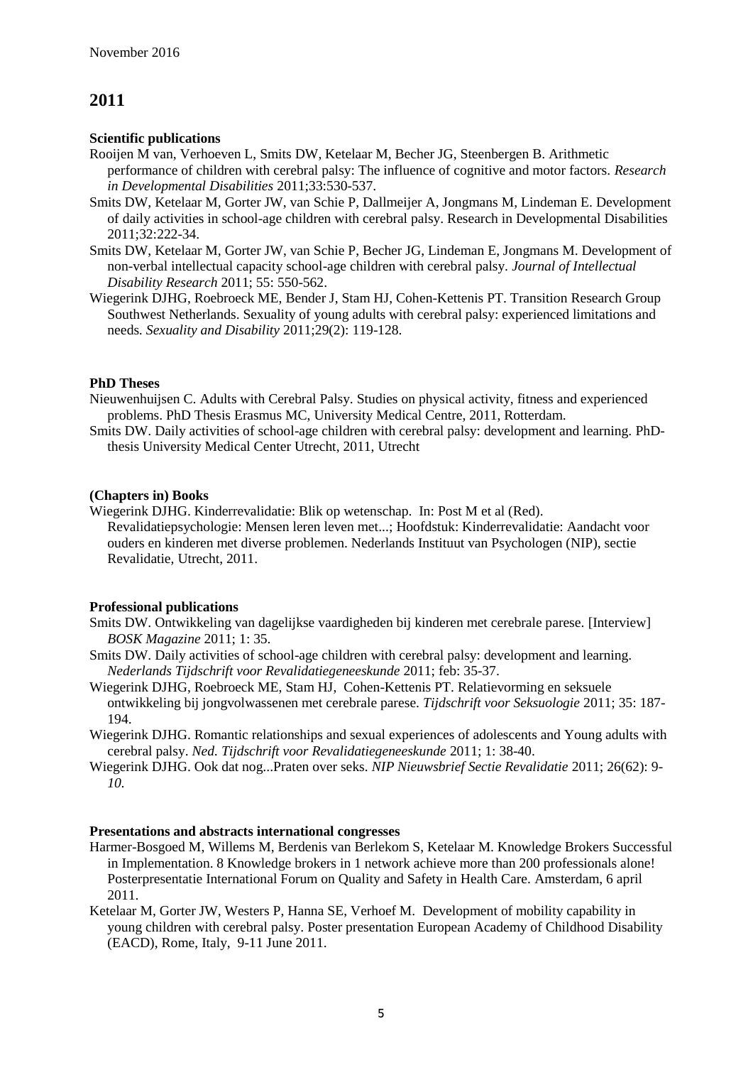## 2011

**Scientific publications**

Rooijen M van, Verhoeven L, Smits DW, Ketelaar M, Becher JG, Steenbergen B. Arithmetic performance of children with cerebral palsy: The influence of cognitive and motor factors. *Research in Developmental Disabilities* 2011;33:530-537.

Smits DW, Ketelaar M, Gorter JW, van Schie P, Dallmeijer A, Jongmans M, Lindeman E. Development of daily activities in school-age children with cerebral palsy. Research in Developmental Disabilities 2011;32:222-34.

Smits DW, Ketelaar M, Gorter JW, van Schie P, Becher JG, Lindeman E, Jongmans M. Development of non-verbal intellectual capacity school-age children with cerebral palsy. *Journal of Intellectual Disability Research* 2011; 55: 550-562.

Wiegerink DJHG, Roebroeck ME, Bender J, Stam HJ, Cohen-Kettenis PT. Transition Research Group Southwest Netherlands. Sexuality of young adults with cerebral palsy: experienced limitations and needs. *Sexuality and Disability* 2011;29(2): 119-128.

**PhD Theses**

Nieuwenhuijsen C. Adults with Cerebral Palsy. Studies on physical activity, fitness and experienced problems. PhD Thesis Erasmus MC, University Medical Centre, 2011, Rotterdam.

Smits DW. Daily activities of school-age children with cerebral palsy: development and learning. PhD-thesis University Medical Center Utrecht, 2011, Utrecht

**(Chapters in) Books**

Wiegerink DJHG. Kinderrevalidatie: Blik op wetenschap. In: Post M et al (Red). Revalidatiepsychologie: Mensen leren leven met...; Hoofdstuk: Kinderrevalidatie: Aandacht voor ouders en kinderen met diverse problemen. Nederlands Instituut van Psychologen (NIP), sectie Revalidatie, Utrecht, 2011.

**Professional publications**

Smits DW. Ontwikkeling van dagelijkse vaardigheden bij kinderen met cerebrale parese. [Interview] *BOSK Magazine* 2011; 1: 35.

Smits DW. Daily activities of school-age children with cerebral palsy: development and learning. *Nederlands Tijdschrift voor Revalidatiegeneeskunde* 2011; feb: 35-37.

Wiegerink DJHG, Roebroeck ME, Stam HJ, Cohen-Kettenis PT. Relatievorming en seksuele ontwikkeling bij jongvolwassenen met cerebrale parese. *Tijdschrift voor Seksuologie* 2011; 35: 187-194.

Wiegerink DJHG. Romantic relationships and sexual experiences of adolescents and Young adults with cerebral palsy. *Ned. Tijdschrift voor Revalidatiegeneeskunde* 2011; 1: 38-40.

Wiegerink DJHG. Ook dat nog...Praten over seks. *NIP Nieuwsbrief Sectie Revalidatie* 2011; 26(62): 9-*10.*

**Presentations and abstracts international congresses**

Harmer-Bosgoed M, Willems M, Berdenis van Berlekom S, Ketelaar M. Knowledge Brokers Successful in Implementation. 8 Knowledge brokers in 1 network achieve more than 200 professionals alone! Posterpresentatie International Forum on Quality and Safety in Health Care. Amsterdam, 6 april 2011.

Ketelaar M, Gorter JW, Westers P, Hanna SE, Verhoef M. Development of mobility capability in young children with cerebral palsy. Poster presentation European Academy of Childhood Disability (EACD), Rome, Italy, 9-11 June 2011.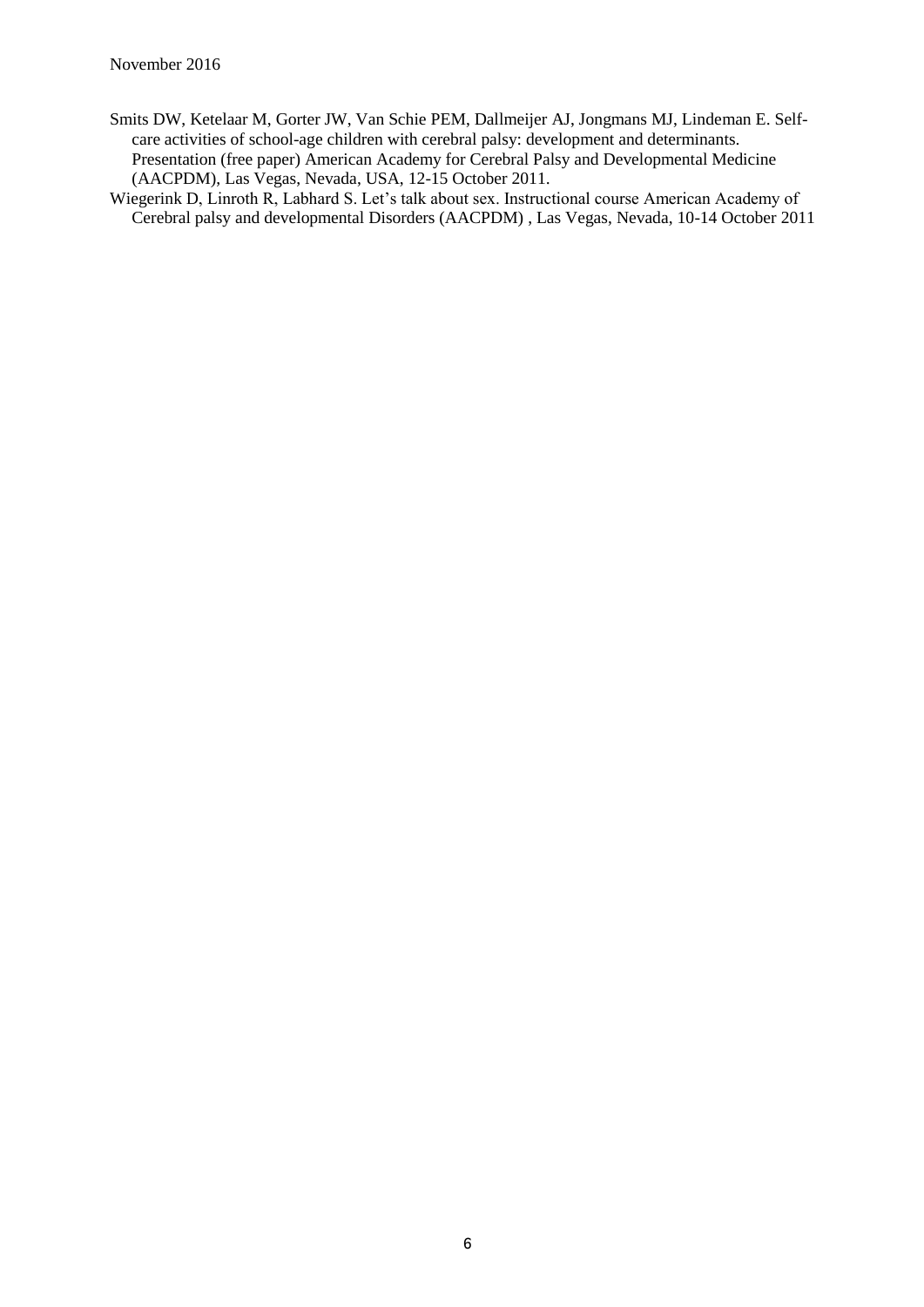Smits DW, Ketelaar M, Gorter JW, Van Schie PEM, Dallmeijer AJ, Jongmans MJ, Lindeman E. Self-care activities of school-age children with cerebral palsy: development and determinants. Presentation (free paper) American Academy for Cerebral Palsy and Developmental Medicine (AACPDM), Las Vegas, Nevada, USA, 12-15 October 2011.

Wiegerink D, Linroth R, Labhard S. Let's talk about sex. Instructional course American Academy of Cerebral palsy and developmental Disorders (AACPDM) , Las Vegas, Nevada, 10-14 October 2011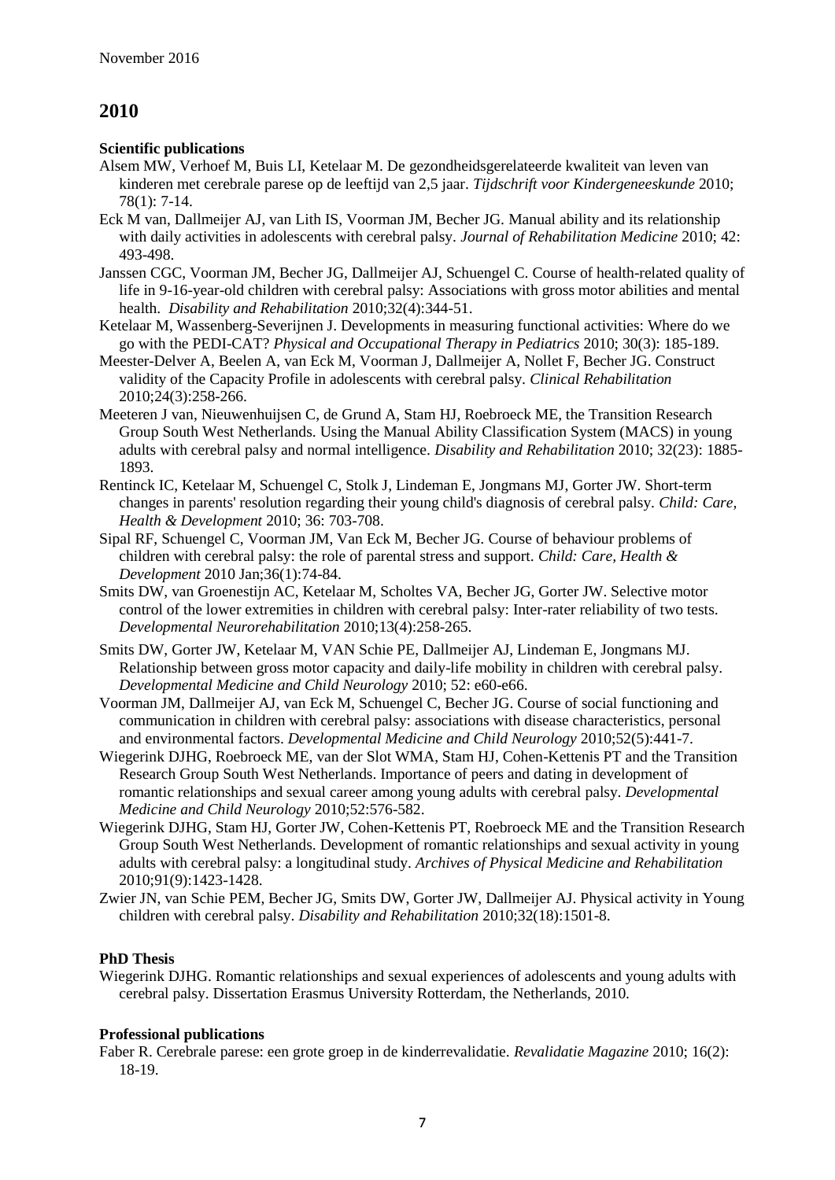## 2010

### Scientific publications

Alsem MW, Verhoef M, Buis LI, Ketelaar M. De gezondheidsgerelateerde kwaliteit van leven van kinderen met cerebrale parese op de leeftijd van 2,5 jaar. *Tijdschrift voor Kindergeneeskunde* 2010; 78(1): 7-14.

Eck M van, Dallmeijer AJ, van Lith IS, Voorman JM, Becher JG. Manual ability and its relationship with daily activities in adolescents with cerebral palsy. *Journal of Rehabilitation Medicine* 2010; 42: 493-498.

Janssen CGC, Voorman JM, Becher JG, Dallmeijer AJ, Schuengel C. Course of health-related quality of life in 9-16-year-old children with cerebral palsy: Associations with gross motor abilities and mental health. *Disability and Rehabilitation* 2010;32(4):344-51.

Ketelaar M, Wassenberg-Severijnen J. Developments in measuring functional activities: Where do we go with the PEDI-CAT? *Physical and Occupational Therapy in Pediatrics* 2010; 30(3): 185-189.

Meester-Delver A, Beelen A, van Eck M, Voorman J, Dallmeijer A, Nollet F, Becher JG. Construct validity of the Capacity Profile in adolescents with cerebral palsy. *Clinical Rehabilitation* 2010;24(3):258-266.

Meeteren J van, Nieuwenhuijsen C, de Grund A, Stam HJ, Roebroeck ME, the Transition Research Group South West Netherlands. Using the Manual Ability Classification System (MACS) in young adults with cerebral palsy and normal intelligence. *Disability and Rehabilitation* 2010; 32(23): 1885-1893.

Rentinck IC, Ketelaar M, Schuengel C, Stolk J, Lindeman E, Jongmans MJ, Gorter JW. Short-term changes in parents' resolution regarding their young child's diagnosis of cerebral palsy. *Child: Care, Health & Development* 2010; 36: 703-708.

Sipal RF, Schuengel C, Voorman JM, Van Eck M, Becher JG. Course of behaviour problems of children with cerebral palsy: the role of parental stress and support. *Child: Care, Health & Development* 2010 Jan;36(1):74-84.

Smits DW, van Groenestijn AC, Ketelaar M, Scholtes VA, Becher JG, Gorter JW. Selective motor control of the lower extremities in children with cerebral palsy: Inter-rater reliability of two tests. *Developmental Neurorehabilitation* 2010;13(4):258-265.

Smits DW, Gorter JW, Ketelaar M, VAN Schie PE, Dallmeijer AJ, Lindeman E, Jongmans MJ. Relationship between gross motor capacity and daily-life mobility in children with cerebral palsy. *Developmental Medicine and Child Neurology* 2010; 52: e60-e66.

Voorman JM, Dallmeijer AJ, van Eck M, Schuengel C, Becher JG. Course of social functioning and communication in children with cerebral palsy: associations with disease characteristics, personal and environmental factors. *Developmental Medicine and Child Neurology* 2010;52(5):441-7.

Wiegerink DJHG, Roebroeck ME, van der Slot WMA, Stam HJ, Cohen-Kettenis PT and the Transition Research Group South West Netherlands. Importance of peers and dating in development of romantic relationships and sexual career among young adults with cerebral palsy. *Developmental Medicine and Child Neurology* 2010;52:576-582.

Wiegerink DJHG, Stam HJ, Gorter JW, Cohen-Kettenis PT, Roebroeck ME and the Transition Research Group South West Netherlands. Development of romantic relationships and sexual activity in young adults with cerebral palsy: a longitudinal study. *Archives of Physical Medicine and Rehabilitation* 2010;91(9):1423-1428.

Zwier JN, van Schie PEM, Becher JG, Smits DW, Gorter JW, Dallmeijer AJ. Physical activity in Young children with cerebral palsy. *Disability and Rehabilitation* 2010;32(18):1501-8.

### PhD Thesis

Wiegerink DJHG. Romantic relationships and sexual experiences of adolescents and young adults with cerebral palsy. Dissertation Erasmus University Rotterdam, the Netherlands, 2010.

### Professional publications

Faber R. Cerebrale parese: een grote groep in de kinderrevalidatie. *Revalidatie Magazine* 2010; 16(2): 18-19.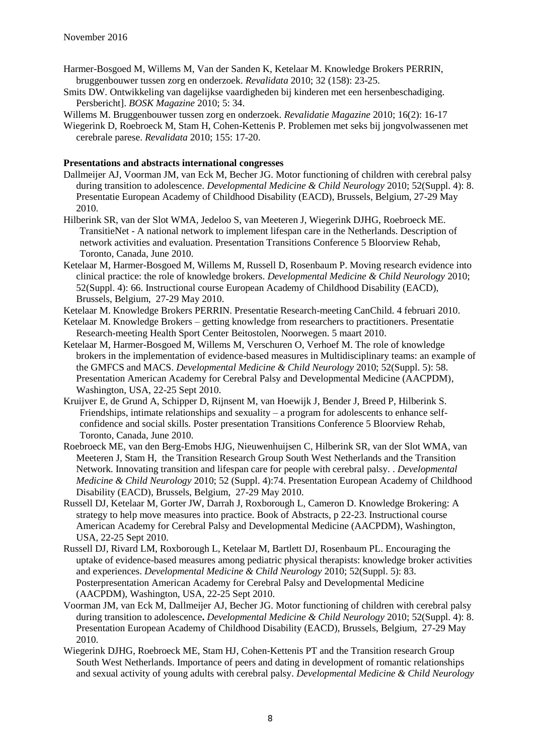Harmer-Bosgoed M, Willems M, Van der Sanden K, Ketelaar M. Knowledge Brokers PERRIN, bruggenbouwer tussen zorg en onderzoek. *Revalidata* 2010; 32 (158): 23-25.

Smits DW. Ontwikkeling van dagelijkse vaardigheden bij kinderen met een hersenbeschadiging. Persbericht]. *BOSK Magazine* 2010; 5: 34.

Willems M. Bruggenbouwer tussen zorg en onderzoek. *Revalidatie Magazine* 2010; 16(2): 16-17

Wiegerink D, Roebroeck M, Stam H, Cohen-Kettenis P. Problemen met seks bij jongvolwassenen met cerebrale parese. *Revalidata* 2010; 155: 17-20.

**Presentations and abstracts international congresses**

Dallmeijer AJ, Voorman JM, van Eck M, Becher JG. Motor functioning of children with cerebral palsy during transition to adolescence. *Developmental Medicine & Child Neurology* 2010; 52(Suppl. 4): 8. Presentatie European Academy of Childhood Disability (EACD), Brussels, Belgium, 27-29 May 2010.

Hilberink SR, van der Slot WMA, Jedeloo S, van Meeteren J, Wiegerink DJHG, Roebroeck ME. TransitieNet - A national network to implement lifespan care in the Netherlands. Description of network activities and evaluation. Presentation Transitions Conference 5 Bloorview Rehab, Toronto, Canada, June 2010.

Ketelaar M, Harmer-Bosgoed M, Willems M, Russell D, Rosenbaum P. Moving research evidence into clinical practice: the role of knowledge brokers. *Developmental Medicine & Child Neurology* 2010; 52(Suppl. 4): 66. Instructional course European Academy of Childhood Disability (EACD), Brussels, Belgium, 27-29 May 2010.

Ketelaar M. Knowledge Brokers PERRIN. Presentatie Research-meeting CanChild. 4 februari 2010.

Ketelaar M. Knowledge Brokers – getting knowledge from researchers to practitioners. Presentatie Research-meeting Health Sport Center Beitostolen, Noorwegen. 5 maart 2010.

Ketelaar M, Harmer-Bosgoed M, Willems M, Verschuren O, Verhoef M. The role of knowledge brokers in the implementation of evidence-based measures in Multidisciplinary teams: an example of the GMFCS and MACS. *Developmental Medicine & Child Neurology* 2010; 52(Suppl. 5): 58. Presentation American Academy for Cerebral Palsy and Developmental Medicine (AACPDM), Washington, USA, 22-25 Sept 2010.

Kruijver E, de Grund A, Schipper D, Rijnsent M, van Hoewijk J, Bender J, Breed P, Hilberink S. Friendships, intimate relationships and sexuality – a program for adolescents to enhance self-confidence and social skills. Poster presentation Transitions Conference 5 Bloorview Rehab, Toronto, Canada, June 2010.

Roebroeck ME, van den Berg-Emobs HJG, Nieuwenhuijsen C, Hilberink SR, van der Slot WMA, van Meeteren J, Stam H, the Transition Research Group South West Netherlands and the Transition Network. Innovating transition and lifespan care for people with cerebral palsy. . *Developmental Medicine & Child Neurology* 2010; 52 (Suppl. 4):74. Presentation European Academy of Childhood Disability (EACD), Brussels, Belgium, 27-29 May 2010.

Russell DJ, Ketelaar M, Gorter JW, Darrah J, Roxborough L, Cameron D. Knowledge Brokering: A strategy to help move measures into practice. Book of Abstracts, p 22-23. Instructional course American Academy for Cerebral Palsy and Developmental Medicine (AACPDM), Washington, USA, 22-25 Sept 2010.

Russell DJ, Rivard LM, Roxborough L, Ketelaar M, Bartlett DJ, Rosenbaum PL. Encouraging the uptake of evidence-based measures among pediatric physical therapists: knowledge broker activities and experiences. *Developmental Medicine & Child Neurology* 2010; 52(Suppl. 5): 83. Posterpresentation American Academy for Cerebral Palsy and Developmental Medicine (AACPDM), Washington, USA, 22-25 Sept 2010.

Voorman JM, van Eck M, Dallmeijer AJ, Becher JG. Motor functioning of children with cerebral palsy during transition to adolescence**.** *Developmental Medicine & Child Neurology* 2010; 52(Suppl. 4): 8. Presentation European Academy of Childhood Disability (EACD), Brussels, Belgium, 27-29 May 2010.

Wiegerink DJHG, Roebroeck ME, Stam HJ, Cohen-Kettenis PT and the Transition research Group South West Netherlands. Importance of peers and dating in development of romantic relationships and sexual activity of young adults with cerebral palsy. *Developmental Medicine & Child Neurology*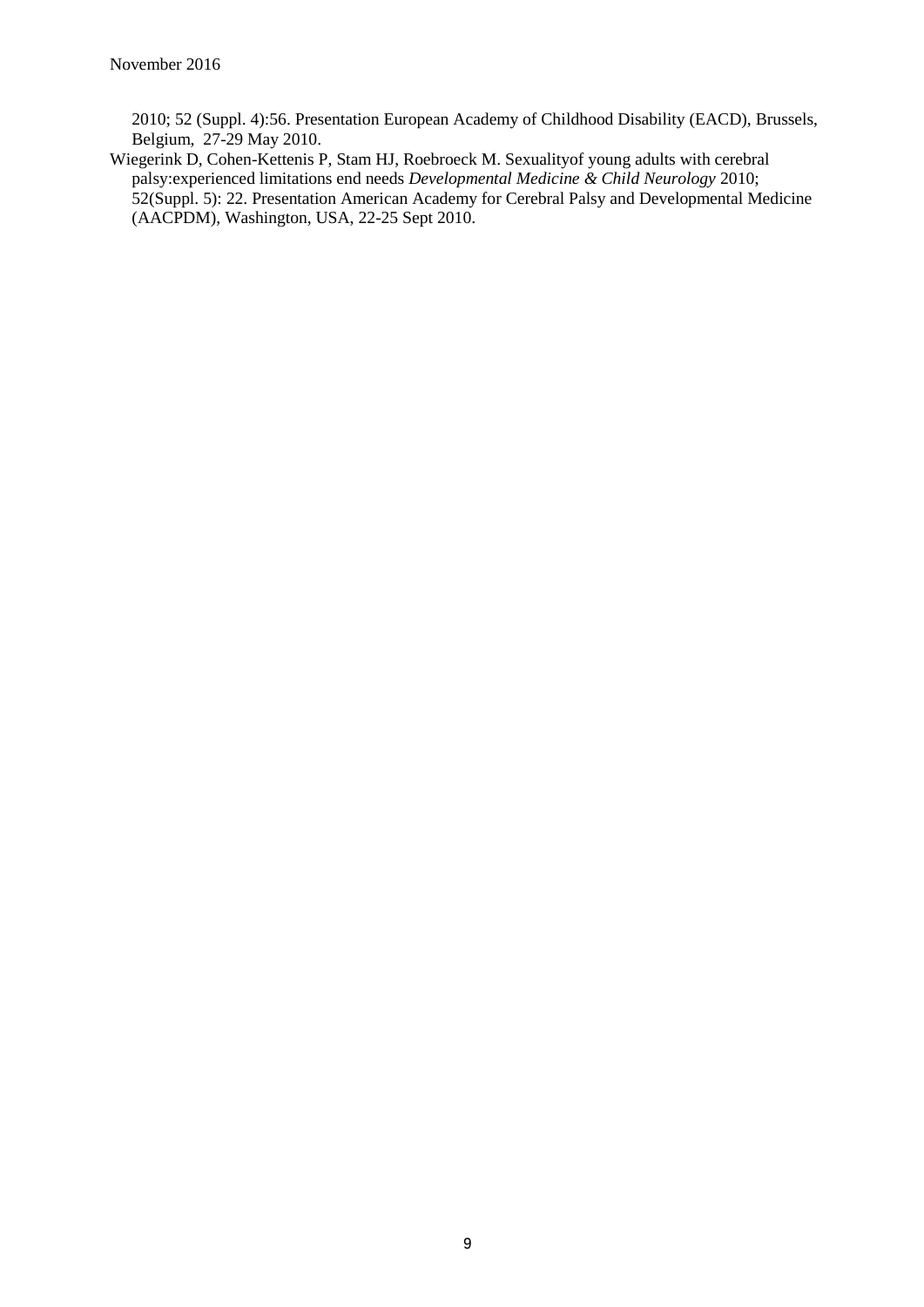2010; 52 (Suppl. 4):56. Presentation European Academy of Childhood Disability (EACD), Brussels, Belgium, 27-29 May 2010.

Wiegerink D, Cohen-Kettenis P, Stam HJ, Roebroeck M. Sexualityof young adults with cerebral palsy:experienced limitations end needs *Developmental Medicine & Child Neurology* 2010; 52(Suppl. 5): 22. Presentation American Academy for Cerebral Palsy and Developmental Medicine (AACPDM), Washington, USA, 22-25 Sept 2010.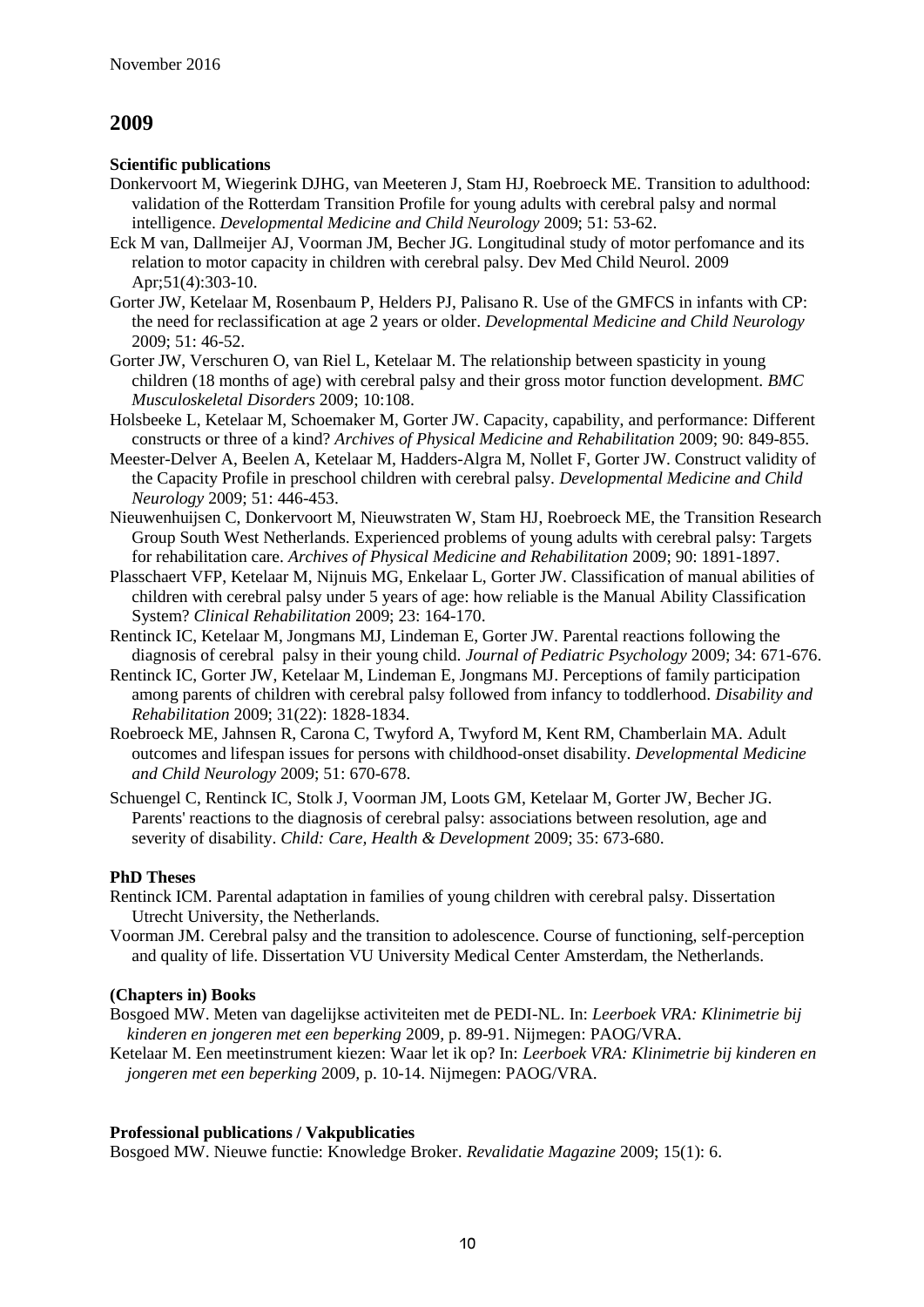# 2009

**Scientific publications**

Donkervoort M, Wiegerink DJHG, van Meeteren J, Stam HJ, Roebroeck ME. Transition to adulthood: validation of the Rotterdam Transition Profile for young adults with cerebral palsy and normal intelligence. *Developmental Medicine and Child Neurology* 2009; 51: 53-62.

Eck M van, Dallmeijer AJ, Voorman JM, Becher JG. Longitudinal study of motor perfomance and its relation to motor capacity in children with cerebral palsy. Dev Med Child Neurol. 2009 Apr;51(4):303-10.

Gorter JW, Ketelaar M, Rosenbaum P, Helders PJ, Palisano R. Use of the GMFCS in infants with CP: the need for reclassification at age 2 years or older. *Developmental Medicine and Child Neurology* 2009; 51: 46-52.

Gorter JW, Verschuren O, van Riel L, Ketelaar M. The relationship between spasticity in young children (18 months of age) with cerebral palsy and their gross motor function development. *BMC Musculoskeletal Disorders* 2009; 10:108.

Holsbeeke L, Ketelaar M, Schoemaker M, Gorter JW. Capacity, capability, and performance: Different constructs or three of a kind? *Archives of Physical Medicine and Rehabilitation* 2009; 90: 849-855.

Meester-Delver A, Beelen A, Ketelaar M, Hadders-Algra M, Nollet F, Gorter JW. Construct validity of the Capacity Profile in preschool children with cerebral palsy. *Developmental Medicine and Child Neurology* 2009; 51: 446-453.

Nieuwenhuijsen C, Donkervoort M, Nieuwstraten W, Stam HJ, Roebroeck ME, the Transition Research Group South West Netherlands. Experienced problems of young adults with cerebral palsy: Targets for rehabilitation care. *Archives of Physical Medicine and Rehabilitation* 2009; 90: 1891-1897.

Plasschaert VFP, Ketelaar M, Nijnuis MG, Enkelaar L, Gorter JW. Classification of manual abilities of children with cerebral palsy under 5 years of age: how reliable is the Manual Ability Classification System? *Clinical Rehabilitation* 2009; 23: 164-170.

Rentinck IC, Ketelaar M, Jongmans MJ, Lindeman E, Gorter JW. Parental reactions following the diagnosis of cerebral palsy in their young child. *Journal of Pediatric Psychology* 2009; 34: 671-676.

Rentinck IC, Gorter JW, Ketelaar M, Lindeman E, Jongmans MJ. Perceptions of family participation among parents of children with cerebral palsy followed from infancy to toddlerhood. *Disability and Rehabilitation* 2009; 31(22): 1828-1834.

Roebroeck ME, Jahnsen R, Carona C, Twyford A, Twyford M, Kent RM, Chamberlain MA. Adult outcomes and lifespan issues for persons with childhood-onset disability. *Developmental Medicine and Child Neurology* 2009; 51: 670-678.

Schuengel C, Rentinck IC, Stolk J, Voorman JM, Loots GM, Ketelaar M, Gorter JW, Becher JG. Parents' reactions to the diagnosis of cerebral palsy: associations between resolution, age and severity of disability. *Child: Care, Health & Development* 2009; 35: 673-680.

**PhD Theses**

Rentinck ICM. Parental adaptation in families of young children with cerebral palsy. Dissertation Utrecht University, the Netherlands.

Voorman JM. Cerebral palsy and the transition to adolescence. Course of functioning, self-perception and quality of life. Dissertation VU University Medical Center Amsterdam, the Netherlands.

**(Chapters in) Books**

Bosgoed MW. Meten van dagelijkse activiteiten met de PEDI-NL. In: *Leerboek VRA: Klinimetrie bij kinderen en jongeren met een beperking* 2009, p. 89-91. Nijmegen: PAOG/VRA.

Ketelaar M. Een meetinstrument kiezen: Waar let ik op? In: *Leerboek VRA: Klinimetrie bij kinderen en jongeren met een beperking* 2009, p. 10-14. Nijmegen: PAOG/VRA.

**Professional publications / Vakpublicaties**

Bosgoed MW. Nieuwe functie: Knowledge Broker. *Revalidatie Magazine* 2009; 15(1): 6.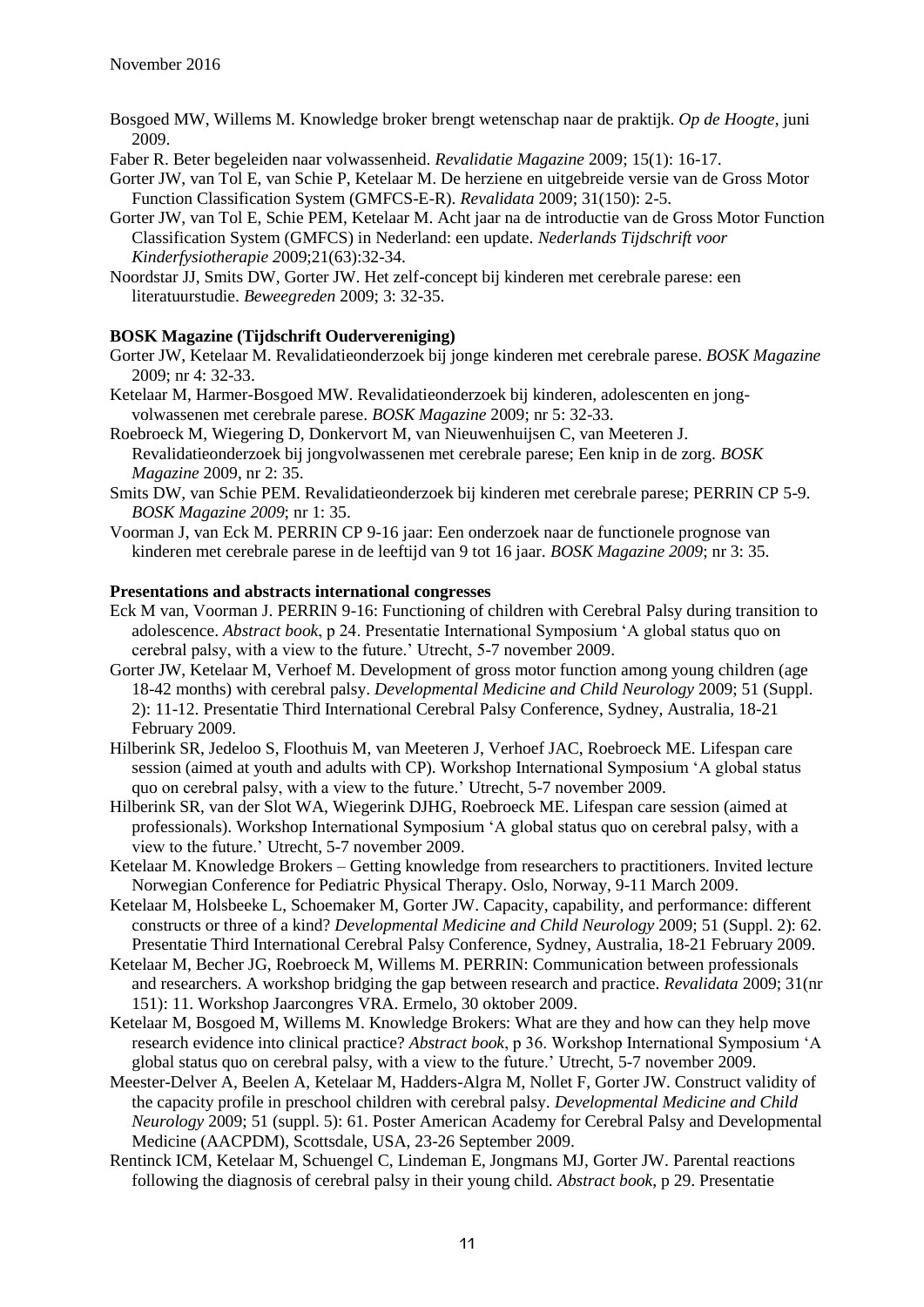Bosgoed MW, Willems M. Knowledge broker brengt wetenschap naar de praktijk. *Op de Hoogte*, juni 2009.

Faber R. Beter begeleiden naar volwassenheid. *Revalidatie Magazine* 2009; 15(1): 16-17.

Gorter JW, van Tol E, van Schie P, Ketelaar M. De herziene en uitgebreide versie van de Gross Motor Function Classification System (GMFCS-E-R). *Revalidata* 2009; 31(150): 2-5.

Gorter JW, van Tol E, Schie PEM, Ketelaar M. Acht jaar na de introductie van de Gross Motor Function Classification System (GMFCS) in Nederland: een update. *Nederlands Tijdschrift voor Kinderfysiotherapie 2*009;21(63):32-34.

Noordstar JJ, Smits DW, Gorter JW. Het zelf-concept bij kinderen met cerebrale parese: een literatuurstudie. *Beweegreden* 2009; 3: 32-35.

**BOSK Magazine (Tijdschrift Oudervereniging)**

Gorter JW, Ketelaar M. Revalidatieonderzoek bij jonge kinderen met cerebrale parese. *BOSK Magazine* 2009; nr 4: 32-33.

Ketelaar M, Harmer-Bosgoed MW. Revalidatieonderzoek bij kinderen, adolescenten en jong-volwassenen met cerebrale parese. *BOSK Magazine* 2009; nr 5: 32-33.

Roebroeck M, Wiegering D, Donkervort M, van Nieuwenhuijsen C, van Meeteren J. Revalidatieonderzoek bij jongvolwassenen met cerebrale parese; Een knip in de zorg. *BOSK Magazine* 2009, nr 2: 35.

Smits DW, van Schie PEM. Revalidatieonderzoek bij kinderen met cerebrale parese; PERRIN CP 5-9. *BOSK Magazine 2009*; nr 1: 35.

Voorman J, van Eck M. PERRIN CP 9-16 jaar: Een onderzoek naar de functionele prognose van kinderen met cerebrale parese in de leeftijd van 9 tot 16 jaar. *BOSK Magazine 2009*; nr 3: 35.

**Presentations and abstracts international congresses**

Eck M van, Voorman J. PERRIN 9-16: Functioning of children with Cerebral Palsy during transition to adolescence. *Abstract book*, p 24. Presentatie International Symposium 'A global status quo on cerebral palsy, with a view to the future.' Utrecht, 5-7 november 2009.

Gorter JW, Ketelaar M, Verhoef M. Development of gross motor function among young children (age 18-42 months) with cerebral palsy. *Developmental Medicine and Child Neurology* 2009; 51 (Suppl. 2): 11-12. Presentatie Third International Cerebral Palsy Conference, Sydney, Australia, 18-21 February 2009.

Hilberink SR, Jedeloo S, Floothuis M, van Meeteren J, Verhoef JAC, Roebroeck ME. Lifespan care session (aimed at youth and adults with CP). Workshop International Symposium 'A global status quo on cerebral palsy, with a view to the future.' Utrecht, 5-7 november 2009.

Hilberink SR, van der Slot WA, Wiegerink DJHG, Roebroeck ME. Lifespan care session (aimed at professionals). Workshop International Symposium 'A global status quo on cerebral palsy, with a view to the future.' Utrecht, 5-7 november 2009.

Ketelaar M. Knowledge Brokers – Getting knowledge from researchers to practitioners. Invited lecture Norwegian Conference for Pediatric Physical Therapy. Oslo, Norway, 9-11 March 2009.

Ketelaar M, Holsbeeke L, Schoemaker M, Gorter JW. Capacity, capability, and performance: different constructs or three of a kind? *Developmental Medicine and Child Neurology* 2009; 51 (Suppl. 2): 62. Presentatie Third International Cerebral Palsy Conference, Sydney, Australia, 18-21 February 2009.

Ketelaar M, Becher JG, Roebroeck M, Willems M. PERRIN: Communication between professionals and researchers. A workshop bridging the gap between research and practice. *Revalidata* 2009; 31(nr 151): 11. Workshop Jaarcongres VRA. Ermelo, 30 oktober 2009.

Ketelaar M, Bosgoed M, Willems M. Knowledge Brokers: What are they and how can they help move research evidence into clinical practice? *Abstract book*, p 36. Workshop International Symposium 'A global status quo on cerebral palsy, with a view to the future.' Utrecht, 5-7 november 2009.

Meester-Delver A, Beelen A, Ketelaar M, Hadders-Algra M, Nollet F, Gorter JW. Construct validity of the capacity profile in preschool children with cerebral palsy. *Developmental Medicine and Child Neurology* 2009; 51 (suppl. 5): 61. Poster American Academy for Cerebral Palsy and Developmental Medicine (AACPDM), Scottsdale, USA, 23-26 September 2009.

Rentinck ICM, Ketelaar M, Schuengel C, Lindeman E, Jongmans MJ, Gorter JW. Parental reactions following the diagnosis of cerebral palsy in their young child. *Abstract book*, p 29. Presentatie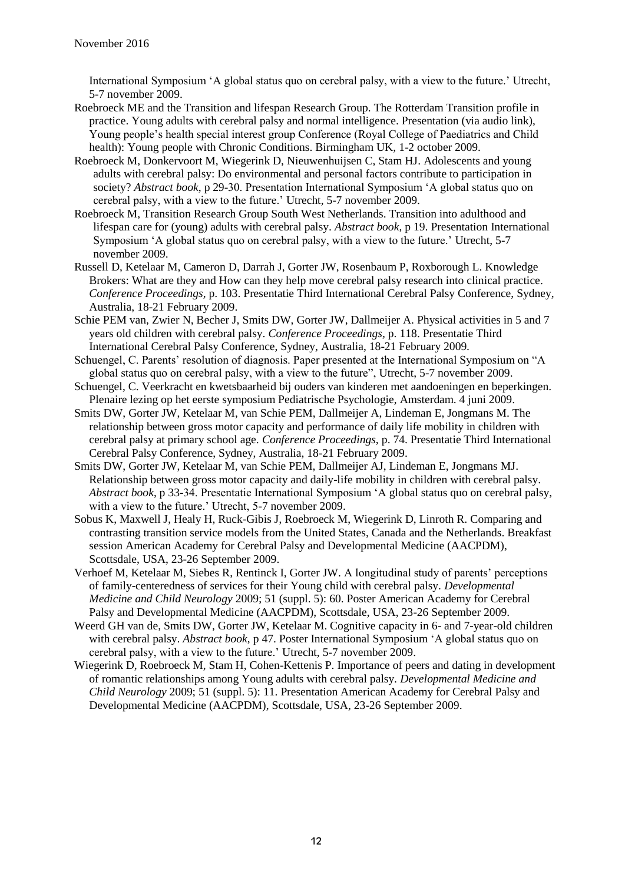International Symposium 'A global status quo on cerebral palsy, with a view to the future.' Utrecht, 5-7 november 2009.

Roebroeck ME and the Transition and lifespan Research Group. The Rotterdam Transition profile in practice. Young adults with cerebral palsy and normal intelligence. Presentation (via audio link), Young people's health special interest group Conference (Royal College of Paediatrics and Child health): Young people with Chronic Conditions. Birmingham UK, 1-2 october 2009.

Roebroeck M, Donkervoort M, Wiegerink D, Nieuwenhuijsen C, Stam HJ. Adolescents and young adults with cerebral palsy: Do environmental and personal factors contribute to participation in society? *Abstract book*, p 29-30. Presentation International Symposium 'A global status quo on cerebral palsy, with a view to the future.' Utrecht, 5-7 november 2009.

Roebroeck M, Transition Research Group South West Netherlands. Transition into adulthood and lifespan care for (young) adults with cerebral palsy. *Abstract book*, p 19. Presentation International Symposium 'A global status quo on cerebral palsy, with a view to the future.' Utrecht, 5-7 november 2009.

Russell D, Ketelaar M, Cameron D, Darrah J, Gorter JW, Rosenbaum P, Roxborough L. Knowledge Brokers: What are they and How can they help move cerebral palsy research into clinical practice. *Conference Proceedings*, p. 103. Presentatie Third International Cerebral Palsy Conference, Sydney, Australia, 18-21 February 2009.

Schie PEM van, Zwier N, Becher J, Smits DW, Gorter JW, Dallmeijer A. Physical activities in 5 and 7 years old children with cerebral palsy. *Conference Proceedings*, p. 118. Presentatie Third International Cerebral Palsy Conference, Sydney, Australia, 18-21 February 2009.

Schuengel, C. Parents' resolution of diagnosis. Paper presented at the International Symposium on "A global status quo on cerebral palsy, with a view to the future", Utrecht, 5-7 november 2009.

Schuengel, C. Veerkracht en kwetsbaarheid bij ouders van kinderen met aandoeningen en beperkingen. Plenaire lezing op het eerste symposium Pediatrische Psychologie, Amsterdam. 4 juni 2009.

Smits DW, Gorter JW, Ketelaar M, van Schie PEM, Dallmeijer A, Lindeman E, Jongmans M. The relationship between gross motor capacity and performance of daily life mobility in children with cerebral palsy at primary school age. *Conference Proceedings*, p. 74. Presentatie Third International Cerebral Palsy Conference, Sydney, Australia, 18-21 February 2009.

Smits DW, Gorter JW, Ketelaar M, van Schie PEM, Dallmeijer AJ, Lindeman E, Jongmans MJ. Relationship between gross motor capacity and daily-life mobility in children with cerebral palsy. *Abstract book*, p 33-34. Presentatie International Symposium 'A global status quo on cerebral palsy, with a view to the future.' Utrecht, 5-7 november 2009.

Sobus K, Maxwell J, Healy H, Ruck-Gibis J, Roebroeck M, Wiegerink D, Linroth R. Comparing and contrasting transition service models from the United States, Canada and the Netherlands. Breakfast session American Academy for Cerebral Palsy and Developmental Medicine (AACPDM), Scottsdale, USA, 23-26 September 2009.

Verhoef M, Ketelaar M, Siebes R, Rentinck I, Gorter JW. A longitudinal study of parents' perceptions of family-centeredness of services for their Young child with cerebral palsy. *Developmental Medicine and Child Neurology* 2009; 51 (suppl. 5): 60. Poster American Academy for Cerebral Palsy and Developmental Medicine (AACPDM), Scottsdale, USA, 23-26 September 2009.

Weerd GH van de, Smits DW, Gorter JW, Ketelaar M. Cognitive capacity in 6- and 7-year-old children with cerebral palsy. *Abstract book*, p 47. Poster International Symposium 'A global status quo on cerebral palsy, with a view to the future.' Utrecht, 5-7 november 2009.

Wiegerink D, Roebroeck M, Stam H, Cohen-Kettenis P. Importance of peers and dating in development of romantic relationships among Young adults with cerebral palsy. *Developmental Medicine and Child Neurology* 2009; 51 (suppl. 5): 11. Presentation American Academy for Cerebral Palsy and Developmental Medicine (AACPDM), Scottsdale, USA, 23-26 September 2009.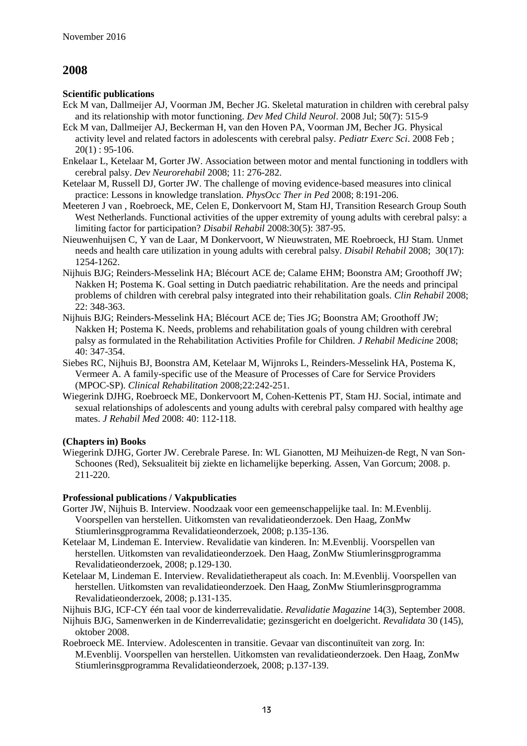November 2016

## 2008

**Scientific publications**

Eck M van, Dallmeijer AJ, Voorman JM, Becher JG. Skeletal maturation in children with cerebral palsy and its relationship with motor functioning. *Dev Med Child Neurol*. 2008 Jul; 50(7): 515-9

Eck M van, Dallmeijer AJ, Beckerman H, van den Hoven PA, Voorman JM, Becher JG. Physical activity level and related factors in adolescents with cerebral palsy. *Pediatr Exerc Sci*. 2008 Feb ; 20(1) : 95-106.

Enkelaar L, Ketelaar M, Gorter JW. Association between motor and mental functioning in toddlers with cerebral palsy. *Dev Neurorehabil* 2008; 11: 276-282.

Ketelaar M, Russell DJ, Gorter JW. The challenge of moving evidence-based measures into clinical practice: Lessons in knowledge translation. *PhysOcc Ther in Ped* 2008; 8:191-206.

Meeteren J van , Roebroeck, ME, Celen E, Donkervoort M, Stam HJ, Transition Research Group South West Netherlands. Functional activities of the upper extremity of young adults with cerebral palsy: a limiting factor for participation? *Disabil Rehabil* 2008:30(5): 387-95.

Nieuwenhuijsen C, Y van de Laar, M Donkervoort, W Nieuwstraten, ME Roebroeck, HJ Stam. Unmet needs and health care utilization in young adults with cerebral palsy. *Disabil Rehabil* 2008; 30(17): 1254-1262.

Nijhuis BJG; Reinders-Messelink HA; Blécourt ACE de; Calame EHM; Boonstra AM; Groothoff JW; Nakken H; Postema K. Goal setting in Dutch paediatric rehabilitation. Are the needs and principal problems of children with cerebral palsy integrated into their rehabilitation goals. *Clin Rehabil* 2008; 22: 348-363.

Nijhuis BJG; Reinders-Messelink HA; Blécourt ACE de; Ties JG; Boonstra AM; Groothoff JW; Nakken H; Postema K. Needs, problems and rehabilitation goals of young children with cerebral palsy as formulated in the Rehabilitation Activities Profile for Children. *J Rehabil Medicine* 2008; 40: 347-354.

Siebes RC, Nijhuis BJ, Boonstra AM, Ketelaar M, Wijnroks L, Reinders-Messelink HA, Postema K, Vermeer A. A family-specific use of the Measure of Processes of Care for Service Providers (MPOC-SP). *Clinical Rehabilitation* 2008;22:242-251.

Wiegerink DJHG, Roebroeck ME, Donkervoort M, Cohen-Kettenis PT, Stam HJ. Social, intimate and sexual relationships of adolescents and young adults with cerebral palsy compared with healthy age mates. *J Rehabil Med* 2008: 40: 112-118.

**(Chapters in) Books**

Wiegerink DJHG, Gorter JW. Cerebrale Parese. In: WL Gianotten, MJ Meihuizen-de Regt, N van Son-Schoones (Red), Seksualiteit bij ziekte en lichamelijke beperking. Assen, Van Gorcum; 2008. p. 211-220.

**Professional publications / Vakpublicaties**

Gorter JW, Nijhuis B. Interview. Noodzaak voor een gemeenschappelijke taal. In: M.Evenblij. Voorspellen van herstellen. Uitkomsten van revalidatieonderzoek. Den Haag, ZonMw Stiumlerinsgprogramma Revalidatieonderzoek, 2008; p.135-136.

Ketelaar M, Lindeman E. Interview. Revalidatie van kinderen. In: M.Evenblij. Voorspellen van herstellen. Uitkomsten van revalidatieonderzoek. Den Haag, ZonMw Stiumlerinsgprogramma Revalidatieonderzoek, 2008; p.129-130.

Ketelaar M, Lindeman E. Interview. Revalidatietherapeut als coach. In: M.Evenblij. Voorspellen van herstellen. Uitkomsten van revalidatieonderzoek. Den Haag, ZonMw Stiumlerinsgprogramma Revalidatieonderzoek, 2008; p.131-135.

Nijhuis BJG, ICF-CY één taal voor de kinderrevalidatie. *Revalidatie Magazine* 14(3), September 2008.

Nijhuis BJG, Samenwerken in de Kinderrevalidatie; gezinsgericht en doelgericht. *Revalidata* 30 (145), oktober 2008.

Roebroeck ME. Interview. Adolescenten in transitie. Gevaar van discontinuïteit van zorg. In: M.Evenblij. Voorspellen van herstellen. Uitkomsten van revalidatieonderzoek. Den Haag, ZonMw Stiumlerinsgprogramma Revalidatieonderzoek, 2008; p.137-139.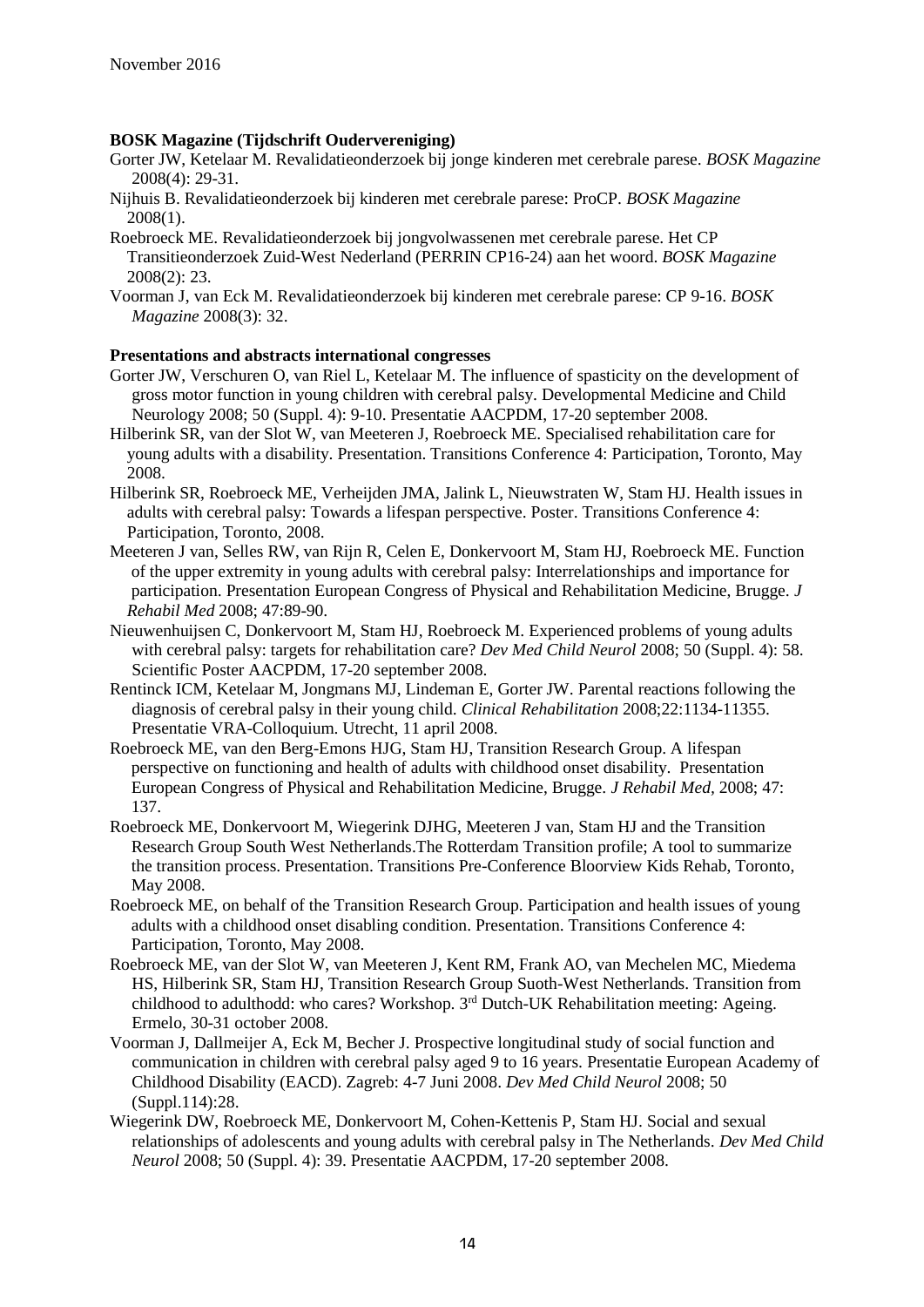**BOSK Magazine (Tijdschrift Oudervereniging)**

Gorter JW, Ketelaar M. Revalidatieonderzoek bij jonge kinderen met cerebrale parese. *BOSK Magazine* 2008(4): 29-31.

Nijhuis B. Revalidatieonderzoek bij kinderen met cerebrale parese: ProCP. *BOSK Magazine* 2008(1).

Roebroeck ME. Revalidatieonderzoek bij jongvolwassenen met cerebrale parese. Het CP Transitieonderzoek Zuid-West Nederland (PERRIN CP16-24) aan het woord. *BOSK Magazine* 2008(2): 23.

Voorman J, van Eck M. Revalidatieonderzoek bij kinderen met cerebrale parese: CP 9-16. *BOSK Magazine* 2008(3): 32.

**Presentations and abstracts international congresses**

Gorter JW, Verschuren O, van Riel L, Ketelaar M. The influence of spasticity on the development of gross motor function in young children with cerebral palsy. Developmental Medicine and Child Neurology 2008; 50 (Suppl. 4): 9-10. Presentatie AACPDM, 17-20 september 2008.

Hilberink SR, van der Slot W, van Meeteren J, Roebroeck ME. Specialised rehabilitation care for young adults with a disability. Presentation. Transitions Conference 4: Participation, Toronto, May 2008.

Hilberink SR, Roebroeck ME, Verheijden JMA, Jalink L, Nieuwstraten W, Stam HJ. Health issues in adults with cerebral palsy: Towards a lifespan perspective. Poster. Transitions Conference 4: Participation, Toronto, 2008.

Meeteren J van, Selles RW, van Rijn R, Celen E, Donkervoort M, Stam HJ, Roebroeck ME. Function of the upper extremity in young adults with cerebral palsy: Interrelationships and importance for participation. Presentation European Congress of Physical and Rehabilitation Medicine, Brugge. *J Rehabil Med* 2008; 47:89-90.

Nieuwenhuijsen C, Donkervoort M, Stam HJ, Roebroeck M. Experienced problems of young adults with cerebral palsy: targets for rehabilitation care? *Dev Med Child Neurol* 2008; 50 (Suppl. 4): 58. Scientific Poster AACPDM, 17-20 september 2008.

Rentinck ICM, Ketelaar M, Jongmans MJ, Lindeman E, Gorter JW. Parental reactions following the diagnosis of cerebral palsy in their young child. *Clinical Rehabilitation* 2008;22:1134-11355. Presentatie VRA-Colloquium. Utrecht, 11 april 2008.

Roebroeck ME, van den Berg-Emons HJG, Stam HJ, Transition Research Group. A lifespan perspective on functioning and health of adults with childhood onset disability. Presentation European Congress of Physical and Rehabilitation Medicine, Brugge. *J Rehabil Med*, 2008; 47: 137.

Roebroeck ME, Donkervoort M, Wiegerink DJHG, Meeteren J van, Stam HJ and the Transition Research Group South West Netherlands.The Rotterdam Transition profile; A tool to summarize the transition process. Presentation. Transitions Pre-Conference Bloorview Kids Rehab, Toronto, May 2008.

Roebroeck ME, on behalf of the Transition Research Group. Participation and health issues of young adults with a childhood onset disabling condition. Presentation. Transitions Conference 4: Participation, Toronto, May 2008.

Roebroeck ME, van der Slot W, van Meeteren J, Kent RM, Frank AO, van Mechelen MC, Miedema HS, Hilberink SR, Stam HJ, Transition Research Group Suoth-West Netherlands. Transition from childhood to adulthodd: who cares? Workshop. 3rd Dutch-UK Rehabilitation meeting: Ageing. Ermelo, 30-31 october 2008.

Voorman J, Dallmeijer A, Eck M, Becher J. Prospective longitudinal study of social function and communication in children with cerebral palsy aged 9 to 16 years. Presentatie European Academy of Childhood Disability (EACD). Zagreb: 4-7 Juni 2008. *Dev Med Child Neurol* 2008; 50 (Suppl.114):28.

Wiegerink DW, Roebroeck ME, Donkervoort M, Cohen-Kettenis P, Stam HJ. Social and sexual relationships of adolescents and young adults with cerebral palsy in The Netherlands. *Dev Med Child Neurol* 2008; 50 (Suppl. 4): 39. Presentatie AACPDM, 17-20 september 2008.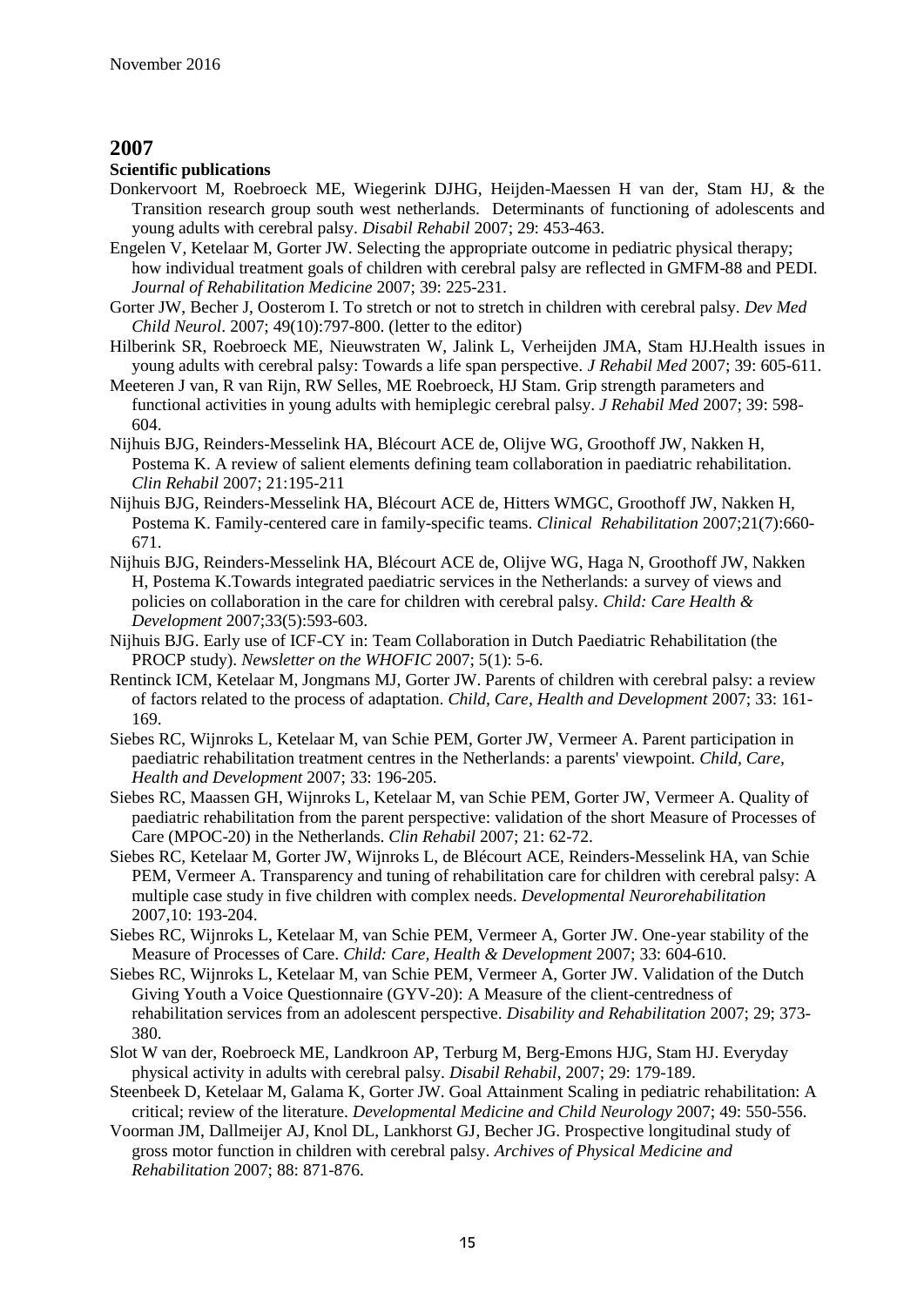## 2007

**Scientific publications**

Donkervoort M, Roebroeck ME, Wiegerink DJHG, Heijden-Maessen H van der, Stam HJ, & the Transition research group south west netherlands. Determinants of functioning of adolescents and young adults with cerebral palsy. *Disabil Rehabil* 2007; 29: 453-463.

Engelen V, Ketelaar M, Gorter JW. Selecting the appropriate outcome in pediatric physical therapy; how individual treatment goals of children with cerebral palsy are reflected in GMFM-88 and PEDI. *Journal of Rehabilitation Medicine* 2007; 39: 225-231.

Gorter JW, Becher J, Oosterom I. To stretch or not to stretch in children with cerebral palsy. *Dev Med Child Neurol*. 2007; 49(10):797-800. (letter to the editor)

Hilberink SR, Roebroeck ME, Nieuwstraten W, Jalink L, Verheijden JMA, Stam HJ.Health issues in young adults with cerebral palsy: Towards a life span perspective. *J Rehabil Med* 2007; 39: 605-611.

Meeteren J van, R van Rijn, RW Selles, ME Roebroeck, HJ Stam. Grip strength parameters and functional activities in young adults with hemiplegic cerebral palsy. *J Rehabil Med* 2007; 39: 598-604.

Nijhuis BJG, Reinders-Messelink HA, Blécourt ACE de, Olijve WG, Groothoff JW, Nakken H, Postema K. A review of salient elements defining team collaboration in paediatric rehabilitation. *Clin Rehabil* 2007; 21:195-211

Nijhuis BJG, Reinders-Messelink HA, Blécourt ACE de, Hitters WMGC, Groothoff JW, Nakken H, Postema K. Family-centered care in family-specific teams. *Clinical Rehabilitation* 2007;21(7):660-671.

Nijhuis BJG, Reinders-Messelink HA, Blécourt ACE de, Olijve WG, Haga N, Groothoff JW, Nakken H, Postema K.Towards integrated paediatric services in the Netherlands: a survey of views and policies on collaboration in the care for children with cerebral palsy. *Child: Care Health & Development* 2007;33(5):593-603.

Nijhuis BJG. Early use of ICF-CY in: Team Collaboration in Dutch Paediatric Rehabilitation (the PROCP study). *Newsletter on the WHOFIC* 2007; 5(1): 5-6.

Rentinck ICM, Ketelaar M, Jongmans MJ, Gorter JW. Parents of children with cerebral palsy: a review of factors related to the process of adaptation. *Child, Care, Health and Development* 2007; 33: 161-169.

Siebes RC, Wijnroks L, Ketelaar M, van Schie PEM, Gorter JW, Vermeer A. Parent participation in paediatric rehabilitation treatment centres in the Netherlands: a parents' viewpoint. *Child, Care, Health and Development* 2007; 33: 196-205.

Siebes RC, Maassen GH, Wijnroks L, Ketelaar M, van Schie PEM, Gorter JW, Vermeer A. Quality of paediatric rehabilitation from the parent perspective: validation of the short Measure of Processes of Care (MPOC-20) in the Netherlands. *Clin Rehabil* 2007; 21: 62-72.

Siebes RC, Ketelaar M, Gorter JW, Wijnroks L, de Blécourt ACE, Reinders-Messelink HA, van Schie PEM, Vermeer A. Transparency and tuning of rehabilitation care for children with cerebral palsy: A multiple case study in five children with complex needs. *Developmental Neurorehabilitation* 2007,10: 193-204.

Siebes RC, Wijnroks L, Ketelaar M, van Schie PEM, Vermeer A, Gorter JW. One-year stability of the Measure of Processes of Care. *Child: Care, Health & Development* 2007; 33: 604-610.

Siebes RC, Wijnroks L, Ketelaar M, van Schie PEM, Vermeer A, Gorter JW. Validation of the Dutch Giving Youth a Voice Questionnaire (GYV-20): A Measure of the client-centredness of rehabilitation services from an adolescent perspective. *Disability and Rehabilitation* 2007; 29; 373-380.

Slot W van der, Roebroeck ME, Landkroon AP, Terburg M, Berg-Emons HJG, Stam HJ. Everyday physical activity in adults with cerebral palsy. *Disabil Rehabil*, 2007; 29: 179-189.

Steenbeek D, Ketelaar M, Galama K, Gorter JW. Goal Attainment Scaling in pediatric rehabilitation: A critical; review of the literature. *Developmental Medicine and Child Neurology* 2007; 49: 550-556.

Voorman JM, Dallmeijer AJ, Knol DL, Lankhorst GJ, Becher JG. Prospective longitudinal study of gross motor function in children with cerebral palsy. *Archives of Physical Medicine and Rehabilitation* 2007; 88: 871-876.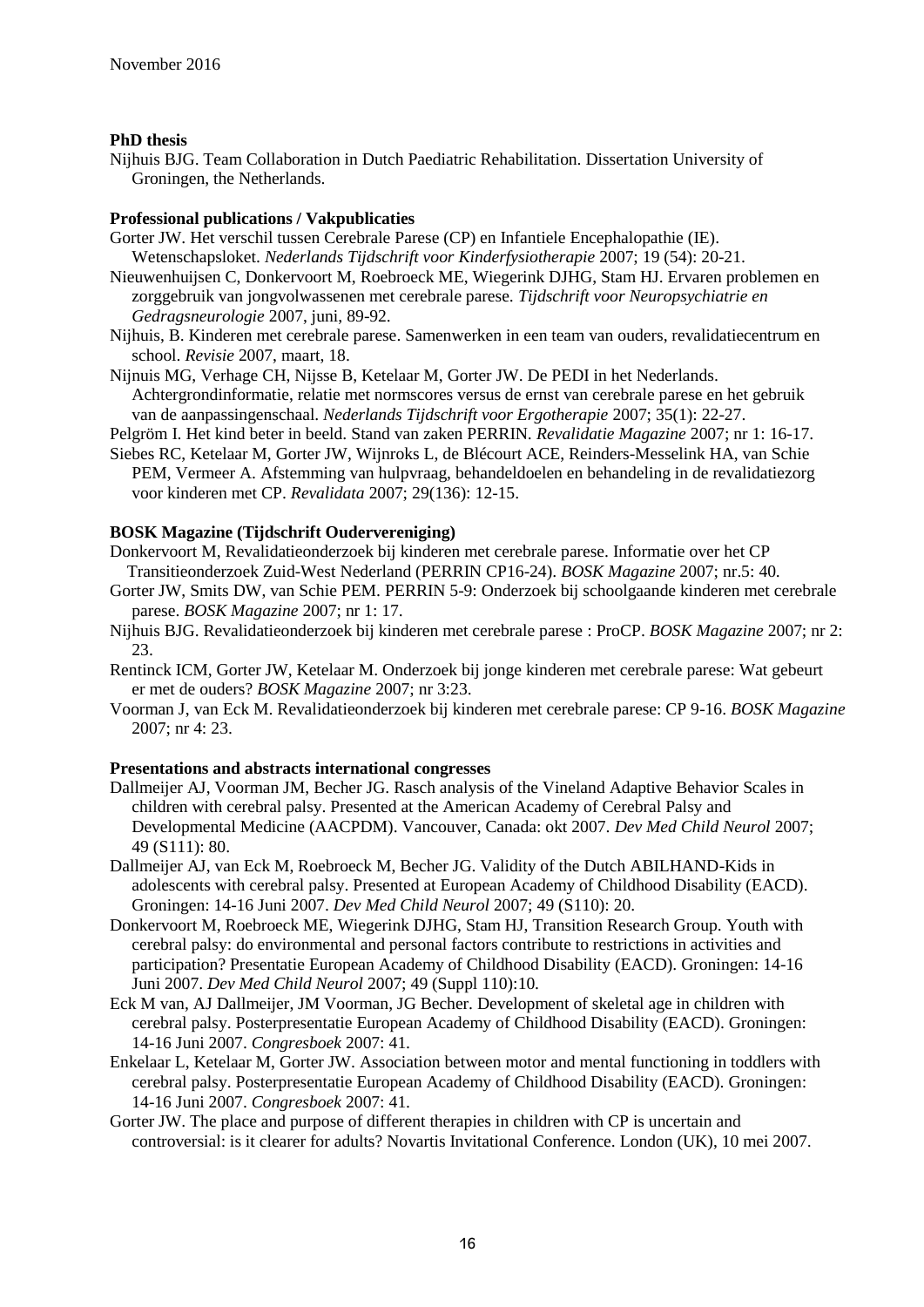November 2016

**PhD thesis**

Nijhuis BJG. Team Collaboration in Dutch Paediatric Rehabilitation. Dissertation University of Groningen, the Netherlands.

**Professional publications / Vakpublicaties**

Gorter JW. Het verschil tussen Cerebrale Parese (CP) en Infantiele Encephalopathie (IE). Wetenschapsloket. *Nederlands Tijdschrift voor Kinderfysiotherapie* 2007; 19 (54): 20-21.

Nieuwenhuijsen C, Donkervoort M, Roebroeck ME, Wiegerink DJHG, Stam HJ. Ervaren problemen en zorggebruik van jongvolwassenen met cerebrale parese. *Tijdschrift voor Neuropsychiatrie en Gedragsneurologie* 2007, juni, 89-92.

Nijhuis, B. Kinderen met cerebrale parese. Samenwerken in een team van ouders, revalidatiecentrum en school. *Revisie* 2007, maart, 18.

Nijnuis MG, Verhage CH, Nijsse B, Ketelaar M, Gorter JW. De PEDI in het Nederlands. Achtergrondinformatie, relatie met normscores versus de ernst van cerebrale parese en het gebruik van de aanpassingenschaal. *Nederlands Tijdschrift voor Ergotherapie* 2007; 35(1): 22-27.

Pelgröm I. Het kind beter in beeld. Stand van zaken PERRIN. *Revalidatie Magazine* 2007; nr 1: 16-17.

Siebes RC, Ketelaar M, Gorter JW, Wijnroks L, de Blécourt ACE, Reinders-Messelink HA, van Schie PEM, Vermeer A. Afstemming van hulpvraag, behandeldoelen en behandeling in de revalidatiezorg voor kinderen met CP. *Revalidata* 2007; 29(136): 12-15.

**BOSK Magazine (Tijdschrift Oudervereniging)**

Donkervoort M, Revalidatieonderzoek bij kinderen met cerebrale parese. Informatie over het CP Transitieonderzoek Zuid-West Nederland (PERRIN CP16-24). *BOSK Magazine* 2007; nr.5: 40.

Gorter JW, Smits DW, van Schie PEM. PERRIN 5-9: Onderzoek bij schoolgaande kinderen met cerebrale parese. *BOSK Magazine* 2007; nr 1: 17.

Nijhuis BJG. Revalidatieonderzoek bij kinderen met cerebrale parese : ProCP. *BOSK Magazine* 2007; nr 2: 23.

Rentinck ICM, Gorter JW, Ketelaar M. Onderzoek bij jonge kinderen met cerebrale parese: Wat gebeurt er met de ouders? *BOSK Magazine* 2007; nr 3:23.

Voorman J, van Eck M. Revalidatieonderzoek bij kinderen met cerebrale parese: CP 9-16. *BOSK Magazine* 2007; nr 4: 23.

**Presentations and abstracts international congresses**

Dallmeijer AJ, Voorman JM, Becher JG. Rasch analysis of the Vineland Adaptive Behavior Scales in children with cerebral palsy. Presented at the American Academy of Cerebral Palsy and Developmental Medicine (AACPDM). Vancouver, Canada: okt 2007. *Dev Med Child Neurol* 2007; 49 (S111): 80.

Dallmeijer AJ, van Eck M, Roebroeck M, Becher JG. Validity of the Dutch ABILHAND-Kids in adolescents with cerebral palsy. Presented at European Academy of Childhood Disability (EACD). Groningen: 14-16 Juni 2007. *Dev Med Child Neurol* 2007; 49 (S110): 20.

Donkervoort M, Roebroeck ME, Wiegerink DJHG, Stam HJ, Transition Research Group. Youth with cerebral palsy: do environmental and personal factors contribute to restrictions in activities and participation? Presentatie European Academy of Childhood Disability (EACD). Groningen: 14-16 Juni 2007. *Dev Med Child Neurol* 2007; 49 (Suppl 110):10.

Eck M van, AJ Dallmeijer, JM Voorman, JG Becher. Development of skeletal age in children with cerebral palsy. Posterpresentatie European Academy of Childhood Disability (EACD). Groningen: 14-16 Juni 2007. *Congresboek* 2007: 41.

Enkelaar L, Ketelaar M, Gorter JW. Association between motor and mental functioning in toddlers with cerebral palsy. Posterpresentatie European Academy of Childhood Disability (EACD). Groningen: 14-16 Juni 2007. *Congresboek* 2007: 41.

Gorter JW. The place and purpose of different therapies in children with CP is uncertain and controversial: is it clearer for adults? Novartis Invitational Conference. London (UK), 10 mei 2007.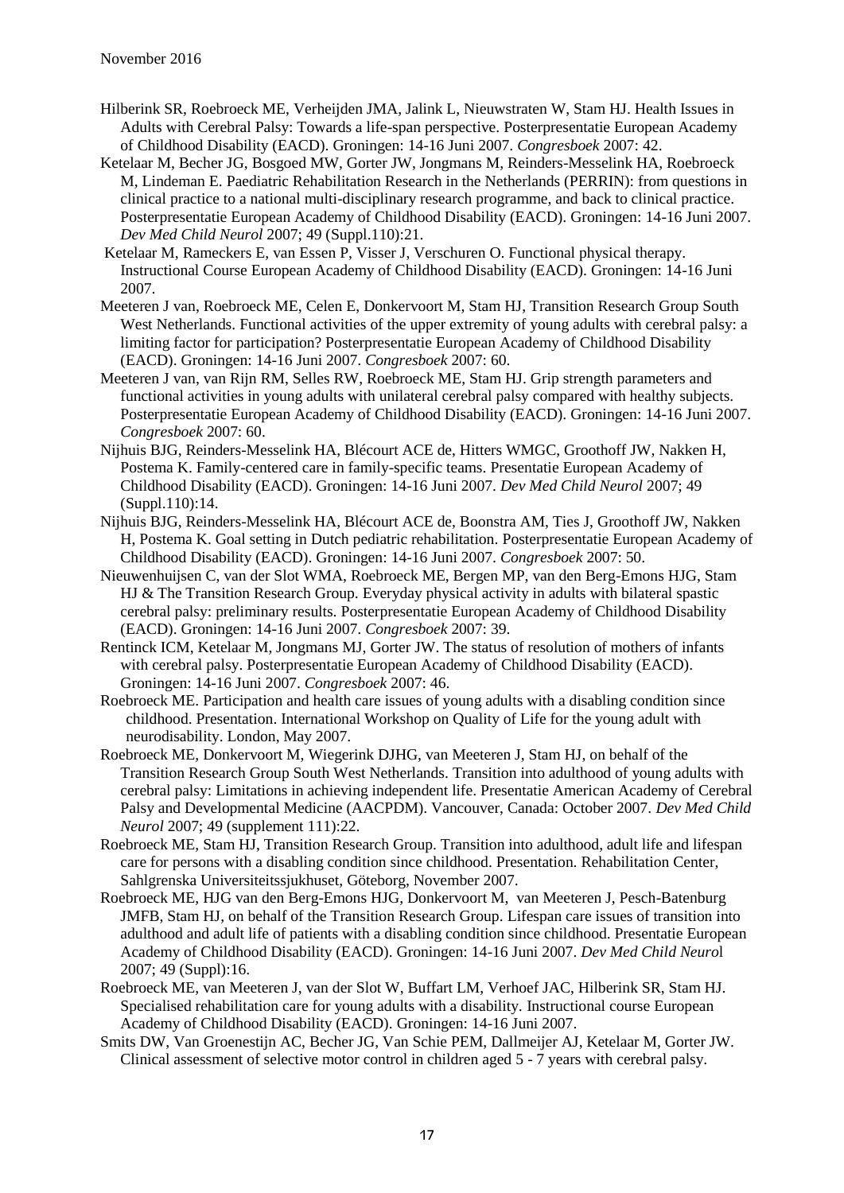Hilberink SR, Roebroeck ME, Verheijden JMA, Jalink L, Nieuwstraten W, Stam HJ. Health Issues in Adults with Cerebral Palsy: Towards a life-span perspective. Posterpresentatie European Academy of Childhood Disability (EACD). Groningen: 14-16 Juni 2007. *Congresboek* 2007: 42.

Ketelaar M, Becher JG, Bosgoed MW, Gorter JW, Jongmans M, Reinders-Messelink HA, Roebroeck M, Lindeman E. Paediatric Rehabilitation Research in the Netherlands (PERRIN): from questions in clinical practice to a national multi-disciplinary research programme, and back to clinical practice. Posterpresentatie European Academy of Childhood Disability (EACD). Groningen: 14-16 Juni 2007. *Dev Med Child Neurol* 2007; 49 (Suppl.110):21.

Ketelaar M, Rameckers E, van Essen P, Visser J, Verschuren O. Functional physical therapy. Instructional Course European Academy of Childhood Disability (EACD). Groningen: 14-16 Juni 2007.

Meeteren J van, Roebroeck ME, Celen E, Donkervoort M, Stam HJ, Transition Research Group South West Netherlands. Functional activities of the upper extremity of young adults with cerebral palsy: a limiting factor for participation? Posterpresentatie European Academy of Childhood Disability (EACD). Groningen: 14-16 Juni 2007. *Congresboek* 2007: 60.

Meeteren J van, van Rijn RM, Selles RW, Roebroeck ME, Stam HJ. Grip strength parameters and functional activities in young adults with unilateral cerebral palsy compared with healthy subjects. Posterpresentatie European Academy of Childhood Disability (EACD). Groningen: 14-16 Juni 2007. *Congresboek* 2007: 60.

Nijhuis BJG, Reinders-Messelink HA, Blécourt ACE de, Hitters WMGC, Groothoff JW, Nakken H, Postema K. Family-centered care in family-specific teams. Presentatie European Academy of Childhood Disability (EACD). Groningen: 14-16 Juni 2007. *Dev Med Child Neurol* 2007; 49 (Suppl.110):14.

Nijhuis BJG, Reinders-Messelink HA, Blécourt ACE de, Boonstra AM, Ties J, Groothoff JW, Nakken H, Postema K. Goal setting in Dutch pediatric rehabilitation. Posterpresentatie European Academy of Childhood Disability (EACD). Groningen: 14-16 Juni 2007. *Congresboek* 2007: 50.

Nieuwenhuijsen C, van der Slot WMA, Roebroeck ME, Bergen MP, van den Berg-Emons HJG, Stam HJ & The Transition Research Group. Everyday physical activity in adults with bilateral spastic cerebral palsy: preliminary results. Posterpresentatie European Academy of Childhood Disability (EACD). Groningen: 14-16 Juni 2007. *Congresboek* 2007: 39.

Rentinck ICM, Ketelaar M, Jongmans MJ, Gorter JW. The status of resolution of mothers of infants with cerebral palsy. Posterpresentatie European Academy of Childhood Disability (EACD). Groningen: 14-16 Juni 2007. *Congresboek* 2007: 46.

Roebroeck ME. Participation and health care issues of young adults with a disabling condition since childhood. Presentation. International Workshop on Quality of Life for the young adult with neurodisability. London, May 2007.

Roebroeck ME, Donkervoort M, Wiegerink DJHG, van Meeteren J, Stam HJ, on behalf of the Transition Research Group South West Netherlands. Transition into adulthood of young adults with cerebral palsy: Limitations in achieving independent life. Presentatie American Academy of Cerebral Palsy and Developmental Medicine (AACPDM). Vancouver, Canada: October 2007. *Dev Med Child Neurol* 2007; 49 (supplement 111):22.

Roebroeck ME, Stam HJ, Transition Research Group. Transition into adulthood, adult life and lifespan care for persons with a disabling condition since childhood. Presentation. Rehabilitation Center, Sahlgrenska Universiteitssjukhuset, Göteborg, November 2007.

Roebroeck ME, HJG van den Berg-Emons HJG, Donkervoort M, van Meeteren J, Pesch-Batenburg JMFB, Stam HJ, on behalf of the Transition Research Group. Lifespan care issues of transition into adulthood and adult life of patients with a disabling condition since childhood. Presentatie European Academy of Childhood Disability (EACD). Groningen: 14-16 Juni 2007. *Dev Med Child Neuro*l 2007; 49 (Suppl):16.

Roebroeck ME, van Meeteren J, van der Slot W, Buffart LM, Verhoef JAC, Hilberink SR, Stam HJ. Specialised rehabilitation care for young adults with a disability. Instructional course European Academy of Childhood Disability (EACD). Groningen: 14-16 Juni 2007.

Smits DW, Van Groenestijn AC, Becher JG, Van Schie PEM, Dallmeijer AJ, Ketelaar M, Gorter JW. Clinical assessment of selective motor control in children aged 5 - 7 years with cerebral palsy.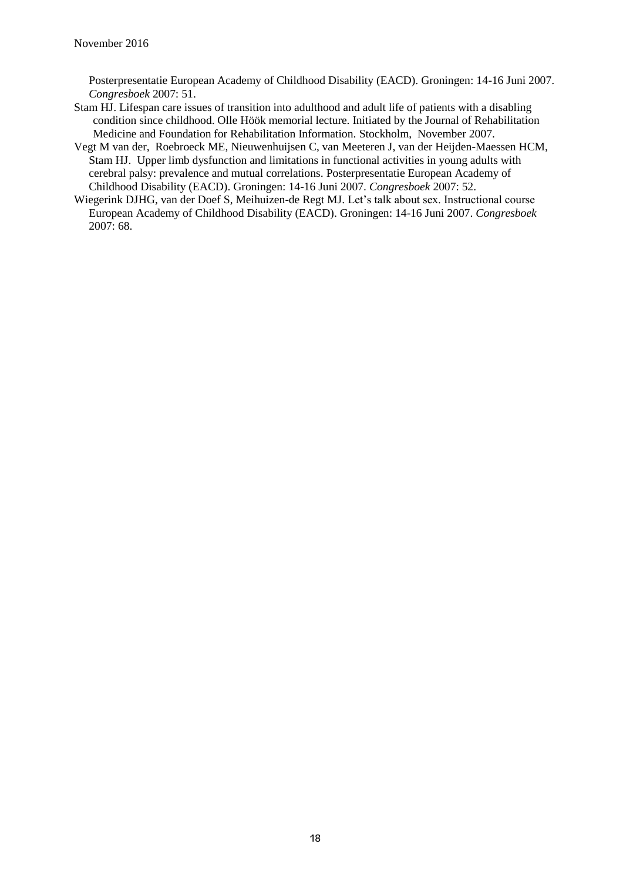Posterpresentatie European Academy of Childhood Disability (EACD). Groningen: 14-16 Juni 2007. *Congresboek* 2007: 51.

Stam HJ. Lifespan care issues of transition into adulthood and adult life of patients with a disabling condition since childhood. Olle Höök memorial lecture. Initiated by the Journal of Rehabilitation Medicine and Foundation for Rehabilitation Information. Stockholm, November 2007.

Vegt M van der, Roebroeck ME, Nieuwenhuijsen C, van Meeteren J, van der Heijden-Maessen HCM, Stam HJ. Upper limb dysfunction and limitations in functional activities in young adults with cerebral palsy: prevalence and mutual correlations. Posterpresentatie European Academy of Childhood Disability (EACD). Groningen: 14-16 Juni 2007. *Congresboek* 2007: 52.

Wiegerink DJHG, van der Doef S, Meihuizen-de Regt MJ. Let's talk about sex. Instructional course European Academy of Childhood Disability (EACD). Groningen: 14-16 Juni 2007. *Congresboek* 2007: 68.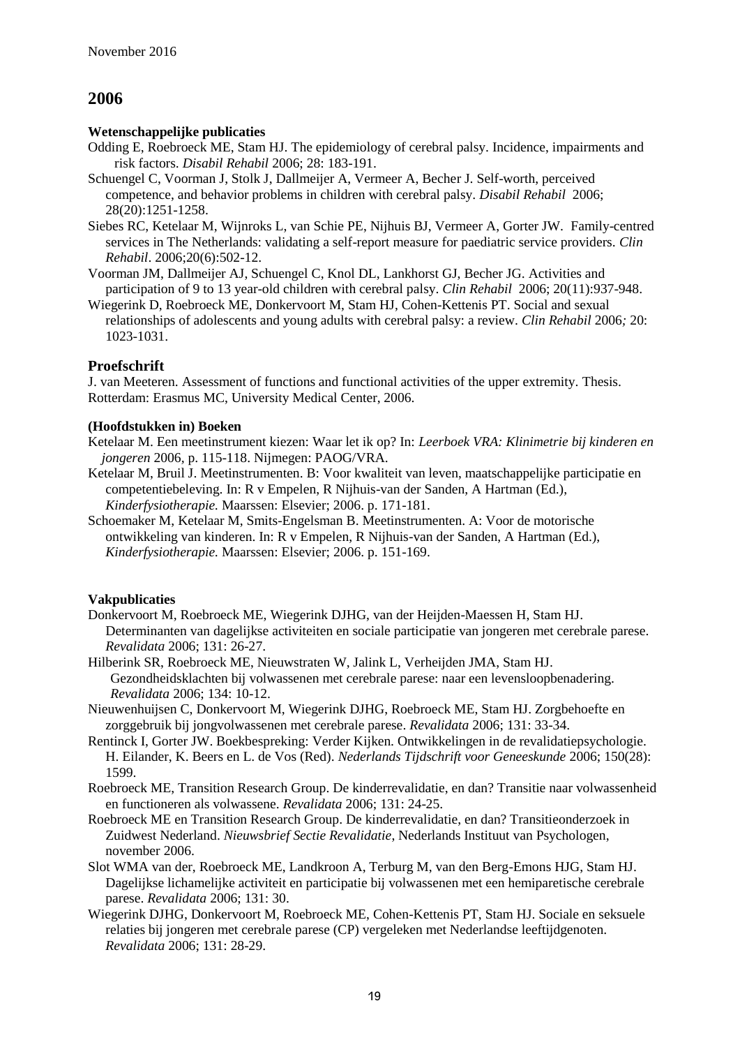## 2006

**Wetenschappelijke publicaties**

Odding E, Roebroeck ME, Stam HJ. The epidemiology of cerebral palsy. Incidence, impairments and risk factors. *Disabil Rehabil* 2006; 28: 183-191.

Schuengel C, Voorman J, Stolk J, Dallmeijer A, Vermeer A, Becher J. Self-worth, perceived competence, and behavior problems in children with cerebral palsy. *Disabil Rehabil* 2006; 28(20):1251-1258.

Siebes RC, Ketelaar M, Wijnroks L, van Schie PE, Nijhuis BJ, Vermeer A, Gorter JW. Family-centred services in The Netherlands: validating a self-report measure for paediatric service providers. *Clin Rehabil*. 2006;20(6):502-12.

Voorman JM, Dallmeijer AJ, Schuengel C, Knol DL, Lankhorst GJ, Becher JG. Activities and participation of 9 to 13 year-old children with cerebral palsy. *Clin Rehabil* 2006; 20(11):937-948.

Wiegerink D, Roebroeck ME, Donkervoort M, Stam HJ, Cohen-Kettenis PT. Social and sexual relationships of adolescents and young adults with cerebral palsy: a review. *Clin Rehabil* 2006*;* 20: 1023-1031.

### Proefschrift

J. van Meeteren. Assessment of functions and functional activities of the upper extremity. Thesis. Rotterdam: Erasmus MC, University Medical Center, 2006.

**(Hoofdstukken in) Boeken**

Ketelaar M. Een meetinstrument kiezen: Waar let ik op? In: *Leerboek VRA: Klinimetrie bij kinderen en jongeren* 2006, p. 115-118. Nijmegen: PAOG/VRA.

Ketelaar M, Bruil J. Meetinstrumenten. B: Voor kwaliteit van leven, maatschappelijke participatie en competentiebeleving. In: R v Empelen, R Nijhuis-van der Sanden, A Hartman (Ed.), *Kinderfysiotherapie.* Maarssen: Elsevier; 2006. p. 171-181.

Schoemaker M, Ketelaar M, Smits-Engelsman B. Meetinstrumenten. A: Voor de motorische ontwikkeling van kinderen. In: R v Empelen, R Nijhuis-van der Sanden, A Hartman (Ed.), *Kinderfysiotherapie.* Maarssen: Elsevier; 2006. p. 151-169.

**Vakpublicaties**

Donkervoort M, Roebroeck ME, Wiegerink DJHG, van der Heijden-Maessen H, Stam HJ. Determinanten van dagelijkse activiteiten en sociale participatie van jongeren met cerebrale parese. *Revalidata* 2006; 131: 26-27.

Hilberink SR, Roebroeck ME, Nieuwstraten W, Jalink L, Verheijden JMA, Stam HJ. Gezondheidsklachten bij volwassenen met cerebrale parese: naar een levensloopbenadering. *Revalidata* 2006; 134: 10-12.

Nieuwenhuijsen C, Donkervoort M, Wiegerink DJHG, Roebroeck ME, Stam HJ. Zorgbehoefte en zorggebruik bij jongvolwassenen met cerebrale parese. *Revalidata* 2006; 131: 33-34.

Rentinck I, Gorter JW. Boekbespreking: Verder Kijken. Ontwikkelingen in de revalidatiepsychologie. H. Eilander, K. Beers en L. de Vos (Red). *Nederlands Tijdschrift voor Geneeskunde* 2006; 150(28): 1599.

Roebroeck ME, Transition Research Group. De kinderrevalidatie, en dan? Transitie naar volwassenheid en functioneren als volwassene. *Revalidata* 2006; 131: 24-25.

Roebroeck ME en Transition Research Group. De kinderrevalidatie, en dan? Transitieonderzoek in Zuidwest Nederland. *Nieuwsbrief Sectie Revalidatie*, Nederlands Instituut van Psychologen, november 2006.

Slot WMA van der, Roebroeck ME, Landkroon A, Terburg M, van den Berg-Emons HJG, Stam HJ. Dagelijkse lichamelijke activiteit en participatie bij volwassenen met een hemiparetische cerebrale parese. *Revalidata* 2006; 131: 30.

Wiegerink DJHG, Donkervoort M, Roebroeck ME, Cohen-Kettenis PT, Stam HJ. Sociale en seksuele relaties bij jongeren met cerebrale parese (CP) vergeleken met Nederlandse leeftijdgenoten. *Revalidata* 2006; 131: 28-29.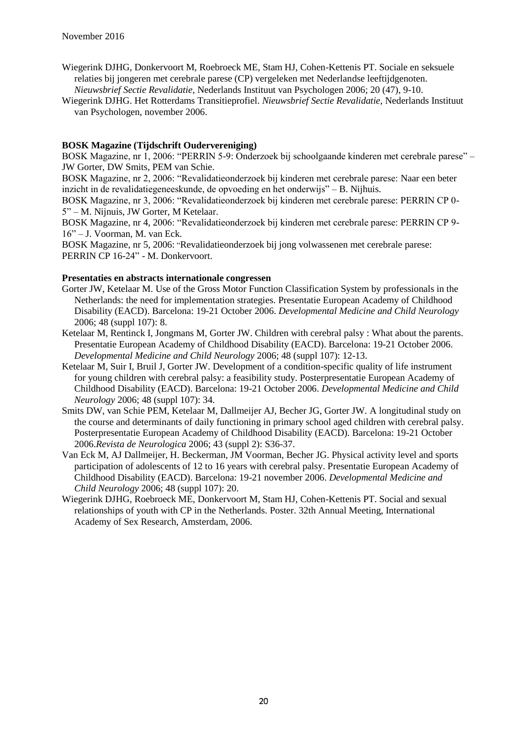November 2016

Wiegerink DJHG, Donkervoort M, Roebroeck ME, Stam HJ, Cohen-Kettenis PT. Sociale en seksuele relaties bij jongeren met cerebrale parese (CP) vergeleken met Nederlandse leeftijdgenoten. *Nieuwsbrief Sectie Revalidatie*, Nederlands Instituut van Psychologen 2006; 20 (47), 9-10.

Wiegerink DJHG. Het Rotterdams Transitieprofiel. *Nieuwsbrief Sectie Revalidatie*, Nederlands Instituut van Psychologen, november 2006.

**BOSK Magazine (Tijdschrift Oudervereniging)**

BOSK Magazine, nr 1, 2006: "PERRIN 5-9: Onderzoek bij schoolgaande kinderen met cerebrale parese" – JW Gorter, DW Smits, PEM van Schie.

BOSK Magazine, nr 2, 2006: "Revalidatieonderzoek bij kinderen met cerebrale parese: Naar een beter inzicht in de revalidatiegeneeskunde, de opvoeding en het onderwijs" – B. Nijhuis.

BOSK Magazine, nr 3, 2006: "Revalidatieonderzoek bij kinderen met cerebrale parese: PERRIN CP 0-5" – M. Nijnuis, JW Gorter, M Ketelaar.

BOSK Magazine, nr 4, 2006: "Revalidatieonderzoek bij kinderen met cerebrale parese: PERRIN CP 9-16" – J. Voorman, M. van Eck.

BOSK Magazine, nr 5, 2006: "Revalidatieonderzoek bij jong volwassenen met cerebrale parese: PERRIN CP 16-24" - M. Donkervoort.

**Presentaties en abstracts internationale congressen**

Gorter JW, Ketelaar M. Use of the Gross Motor Function Classification System by professionals in the Netherlands: the need for implementation strategies. Presentatie European Academy of Childhood Disability (EACD). Barcelona: 19-21 October 2006. *Developmental Medicine and Child Neurology* 2006; 48 (suppl 107): 8.

Ketelaar M, Rentinck I, Jongmans M, Gorter JW. Children with cerebral palsy : What about the parents. Presentatie European Academy of Childhood Disability (EACD). Barcelona: 19-21 October 2006. *Developmental Medicine and Child Neurology* 2006; 48 (suppl 107): 12-13.

Ketelaar M, Suir I, Bruil J, Gorter JW. Development of a condition-specific quality of life instrument for young children with cerebral palsy: a feasibility study. Posterpresentatie European Academy of Childhood Disability (EACD). Barcelona: 19-21 October 2006. *Developmental Medicine and Child Neurology* 2006; 48 (suppl 107): 34.

Smits DW, van Schie PEM, Ketelaar M, Dallmeijer AJ, Becher JG, Gorter JW. A longitudinal study on the course and determinants of daily functioning in primary school aged children with cerebral palsy. Posterpresentatie European Academy of Childhood Disability (EACD). Barcelona: 19-21 October 2006.*Revista de Neurologica* 2006; 43 (suppl 2): S36-37.

Van Eck M, AJ Dallmeijer, H. Beckerman, JM Voorman, Becher JG. Physical activity level and sports participation of adolescents of 12 to 16 years with cerebral palsy. Presentatie European Academy of Childhood Disability (EACD). Barcelona: 19-21 november 2006. *Developmental Medicine and Child Neurology* 2006; 48 (suppl 107): 20.

Wiegerink DJHG, Roebroeck ME, Donkervoort M, Stam HJ, Cohen-Kettenis PT. Social and sexual relationships of youth with CP in the Netherlands. Poster. 32th Annual Meeting, International Academy of Sex Research, Amsterdam, 2006.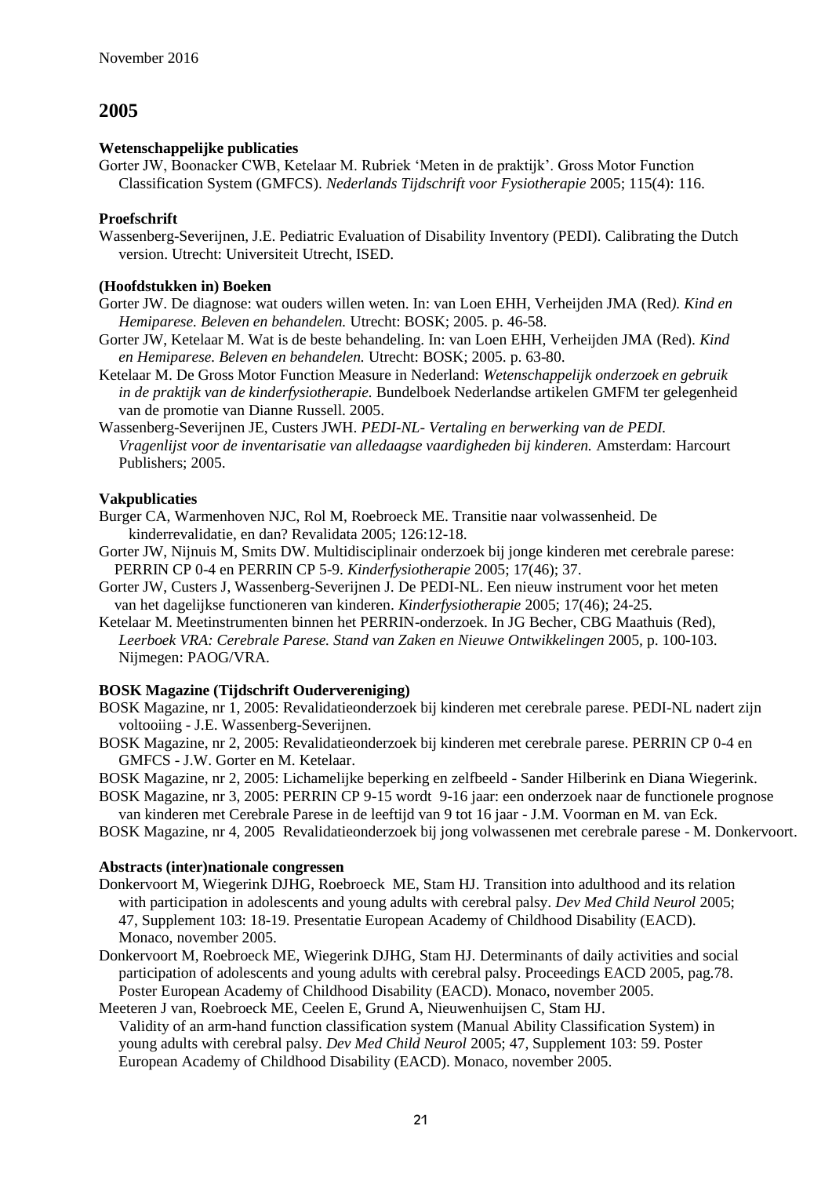## 2005

**Wetenschappelijke publicaties**

Gorter JW, Boonacker CWB, Ketelaar M. Rubriek 'Meten in de praktijk'. Gross Motor Function Classification System (GMFCS). *Nederlands Tijdschrift voor Fysiotherapie* 2005; 115(4): 116.

**Proefschrift**

Wassenberg-Severijnen, J.E. Pediatric Evaluation of Disability Inventory (PEDI). Calibrating the Dutch version. Utrecht: Universiteit Utrecht, ISED.

**(Hoofdstukken in) Boeken**

Gorter JW. De diagnose: wat ouders willen weten. In: van Loen EHH, Verheijden JMA (Red*). Kind en Hemiparese. Beleven en behandelen.* Utrecht: BOSK; 2005. p. 46-58.

Gorter JW, Ketelaar M. Wat is de beste behandeling. In: van Loen EHH, Verheijden JMA (Red). *Kind en Hemiparese. Beleven en behandelen.* Utrecht: BOSK; 2005. p. 63-80.

Ketelaar M. De Gross Motor Function Measure in Nederland: *Wetenschappelijk onderzoek en gebruik in de praktijk van de kinderfysiotherapie.* Bundelboek Nederlandse artikelen GMFM ter gelegenheid van de promotie van Dianne Russell. 2005.

Wassenberg-Severijnen JE, Custers JWH. *PEDI-NL- Vertaling en berwerking van de PEDI. Vragenlijst voor de inventarisatie van alledaagse vaardigheden bij kinderen.* Amsterdam: Harcourt Publishers; 2005.

**Vakpublicaties**

Burger CA, Warmenhoven NJC, Rol M, Roebroeck ME. Transitie naar volwassenheid. De kinderrevalidatie, en dan? Revalidata 2005; 126:12-18.

Gorter JW, Nijnuis M, Smits DW. Multidisciplinair onderzoek bij jonge kinderen met cerebrale parese: PERRIN CP 0-4 en PERRIN CP 5-9. *Kinderfysiotherapie* 2005; 17(46); 37.

Gorter JW, Custers J, Wassenberg-Severijnen J. De PEDI-NL. Een nieuw instrument voor het meten van het dagelijkse functioneren van kinderen. *Kinderfysiotherapie* 2005; 17(46); 24-25.

Ketelaar M. Meetinstrumenten binnen het PERRIN-onderzoek. In JG Becher, CBG Maathuis (Red), *Leerboek VRA: Cerebrale Parese. Stand van Zaken en Nieuwe Ontwikkelingen* 2005, p. 100-103. Nijmegen: PAOG/VRA.

**BOSK Magazine (Tijdschrift Oudervereniging)**

BOSK Magazine, nr 1, 2005: Revalidatieonderzoek bij kinderen met cerebrale parese. PEDI-NL nadert zijn voltooiing - J.E. Wassenberg-Severijnen.

BOSK Magazine, nr 2, 2005: Revalidatieonderzoek bij kinderen met cerebrale parese. PERRIN CP 0-4 en GMFCS - J.W. Gorter en M. Ketelaar.

BOSK Magazine, nr 2, 2005: Lichamelijke beperking en zelfbeeld - Sander Hilberink en Diana Wiegerink.

BOSK Magazine, nr 3, 2005: PERRIN CP 9-15 wordt 9-16 jaar: een onderzoek naar de functionele prognose van kinderen met Cerebrale Parese in de leeftijd van 9 tot 16 jaar - J.M. Voorman en M. van Eck.

BOSK Magazine, nr 4, 2005 Revalidatieonderzoek bij jong volwassenen met cerebrale parese - M. Donkervoort.

**Abstracts (inter)nationale congressen**

Donkervoort M, Wiegerink DJHG, Roebroeck ME, Stam HJ. Transition into adulthood and its relation with participation in adolescents and young adults with cerebral palsy. *Dev Med Child Neurol* 2005; 47, Supplement 103: 18-19. Presentatie European Academy of Childhood Disability (EACD). Monaco, november 2005.

Donkervoort M, Roebroeck ME, Wiegerink DJHG, Stam HJ. Determinants of daily activities and social participation of adolescents and young adults with cerebral palsy. Proceedings EACD 2005, pag.78. Poster European Academy of Childhood Disability (EACD). Monaco, november 2005.

Meeteren J van, Roebroeck ME, Ceelen E, Grund A, Nieuwenhuijsen C, Stam HJ. Validity of an arm-hand function classification system (Manual Ability Classification System) in young adults with cerebral palsy. *Dev Med Child Neurol* 2005; 47, Supplement 103: 59. Poster European Academy of Childhood Disability (EACD). Monaco, november 2005.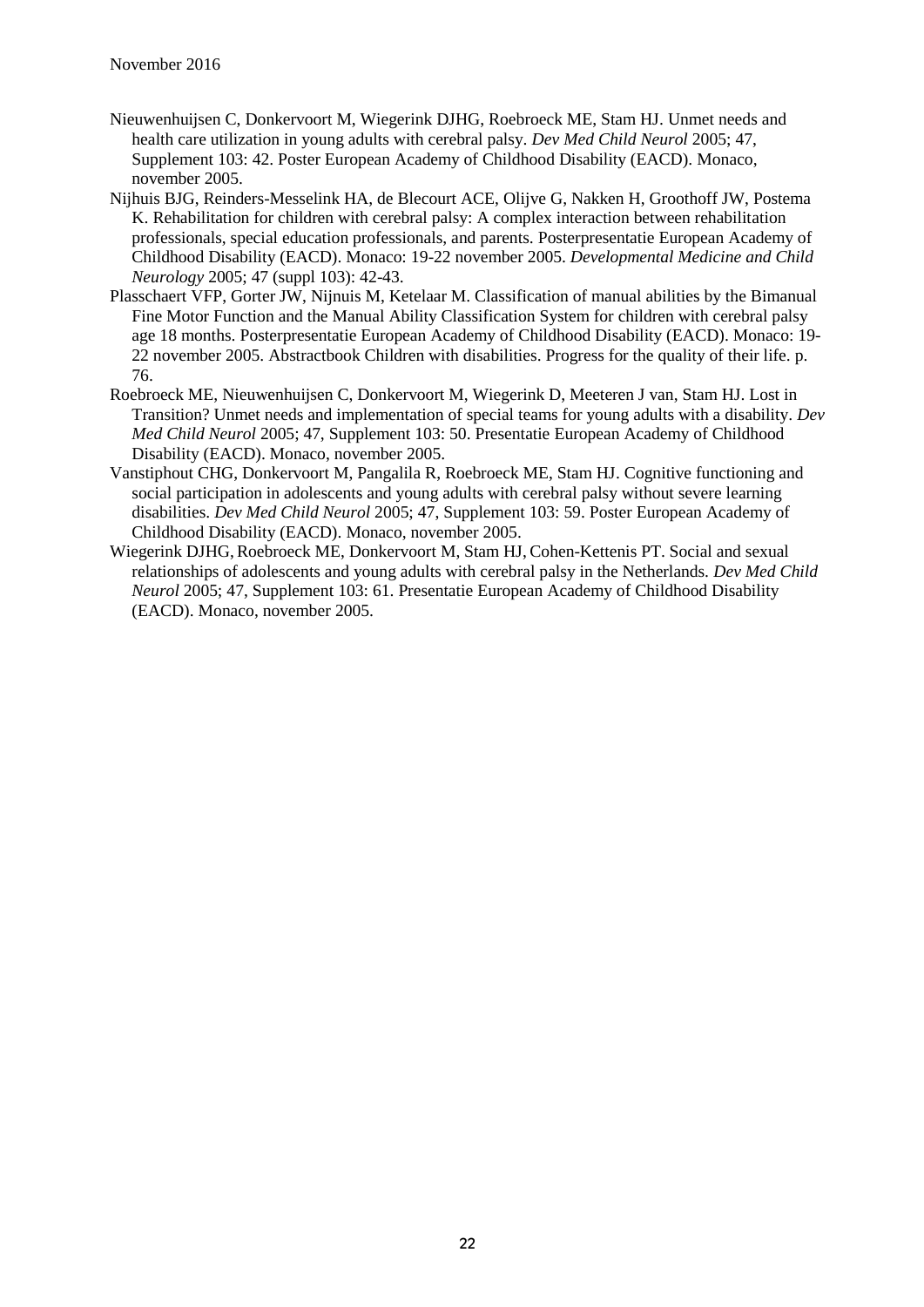Nieuwenhuijsen C, Donkervoort M, Wiegerink DJHG, Roebroeck ME, Stam HJ. Unmet needs and health care utilization in young adults with cerebral palsy. *Dev Med Child Neurol* 2005; 47, Supplement 103: 42. Poster European Academy of Childhood Disability (EACD). Monaco, november 2005.

Nijhuis BJG, Reinders-Messelink HA, de Blecourt ACE, Olijve G, Nakken H, Groothoff JW, Postema K. Rehabilitation for children with cerebral palsy: A complex interaction between rehabilitation professionals, special education professionals, and parents. Posterpresentatie European Academy of Childhood Disability (EACD). Monaco: 19-22 november 2005. *Developmental Medicine and Child Neurology* 2005; 47 (suppl 103): 42-43.

Plasschaert VFP, Gorter JW, Nijnuis M, Ketelaar M. Classification of manual abilities by the Bimanual Fine Motor Function and the Manual Ability Classification System for children with cerebral palsy age 18 months. Posterpresentatie European Academy of Childhood Disability (EACD). Monaco: 19-22 november 2005. Abstractbook Children with disabilities. Progress for the quality of their life. p. 76.

Roebroeck ME, Nieuwenhuijsen C, Donkervoort M, Wiegerink D, Meeteren J van, Stam HJ. Lost in Transition? Unmet needs and implementation of special teams for young adults with a disability. *Dev Med Child Neurol* 2005; 47, Supplement 103: 50. Presentatie European Academy of Childhood Disability (EACD). Monaco, november 2005.

Vanstiphout CHG, Donkervoort M, Pangalila R, Roebroeck ME, Stam HJ. Cognitive functioning and social participation in adolescents and young adults with cerebral palsy without severe learning disabilities. *Dev Med Child Neurol* 2005; 47, Supplement 103: 59. Poster European Academy of Childhood Disability (EACD). Monaco, november 2005.

Wiegerink DJHG, Roebroeck ME, Donkervoort M, Stam HJ, Cohen-Kettenis PT. Social and sexual relationships of adolescents and young adults with cerebral palsy in the Netherlands. *Dev Med Child Neurol* 2005; 47, Supplement 103: 61. Presentatie European Academy of Childhood Disability (EACD). Monaco, november 2005.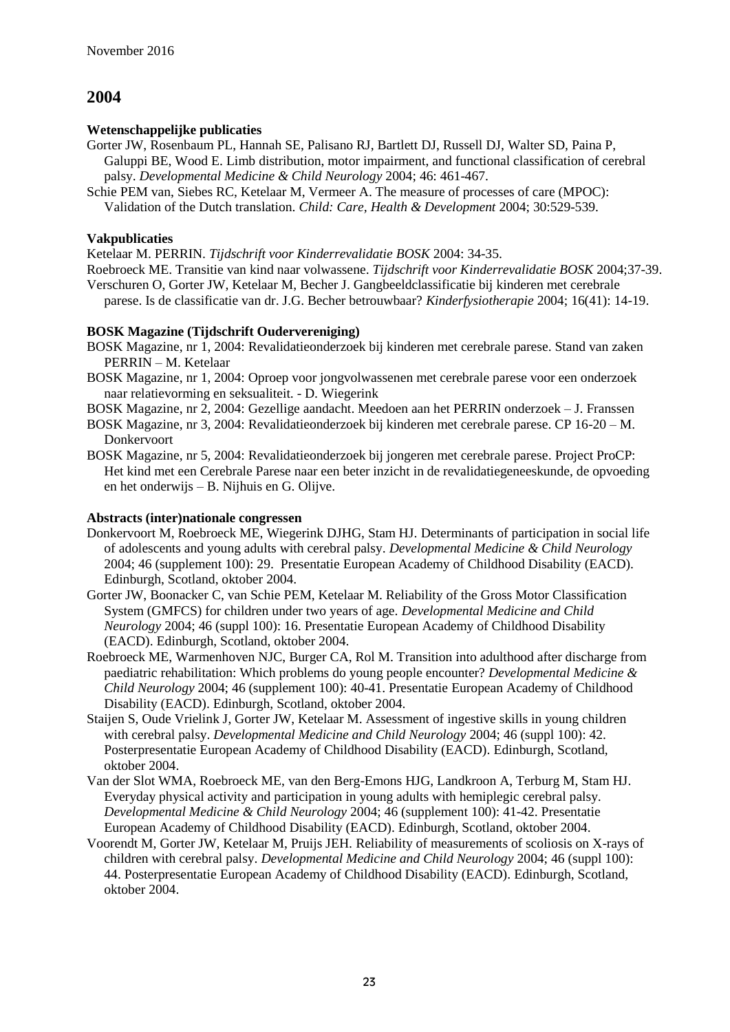## 2004

### Wetenschappelijke publicaties

Gorter JW, Rosenbaum PL, Hannah SE, Palisano RJ, Bartlett DJ, Russell DJ, Walter SD, Paina P, Galuppi BE, Wood E. Limb distribution, motor impairment, and functional classification of cerebral palsy. *Developmental Medicine & Child Neurology* 2004; 46: 461-467.

Schie PEM van, Siebes RC, Ketelaar M, Vermeer A. The measure of processes of care (MPOC): Validation of the Dutch translation. *Child: Care, Health & Development* 2004; 30:529-539.

### Vakpublicaties

Ketelaar M. PERRIN. *Tijdschrift voor Kinderrevalidatie BOSK* 2004: 34-35.

Roebroeck ME. Transitie van kind naar volwassene. *Tijdschrift voor Kinderrevalidatie BOSK* 2004;37-39.

Verschuren O, Gorter JW, Ketelaar M, Becher J. Gangbeeldclassificatie bij kinderen met cerebrale parese. Is de classificatie van dr. J.G. Becher betrouwbaar? *Kinderfysiotherapie* 2004; 16(41): 14-19.

### BOSK Magazine (Tijdschrift Oudervereniging)

BOSK Magazine, nr 1, 2004: Revalidatieonderzoek bij kinderen met cerebrale parese. Stand van zaken PERRIN – M. Ketelaar

BOSK Magazine, nr 1, 2004: Oproep voor jongvolwassenen met cerebrale parese voor een onderzoek naar relatievorming en seksualiteit. - D. Wiegerink

BOSK Magazine, nr 2, 2004: Gezellige aandacht. Meedoen aan het PERRIN onderzoek – J. Franssen

BOSK Magazine, nr 3, 2004: Revalidatieonderzoek bij kinderen met cerebrale parese. CP 16-20 – M. Donkervoort

BOSK Magazine, nr 5, 2004: Revalidatieonderzoek bij jongeren met cerebrale parese. Project ProCP: Het kind met een Cerebrale Parese naar een beter inzicht in de revalidatiegeneeskunde, de opvoeding en het onderwijs – B. Nijhuis en G. Olijve.

### Abstracts (inter)nationale congressen

Donkervoort M, Roebroeck ME, Wiegerink DJHG, Stam HJ. Determinants of participation in social life of adolescents and young adults with cerebral palsy. *Developmental Medicine & Child Neurology* 2004; 46 (supplement 100): 29. Presentatie European Academy of Childhood Disability (EACD). Edinburgh, Scotland, oktober 2004.

Gorter JW, Boonacker C, van Schie PEM, Ketelaar M. Reliability of the Gross Motor Classification System (GMFCS) for children under two years of age. *Developmental Medicine and Child Neurology* 2004; 46 (suppl 100): 16. Presentatie European Academy of Childhood Disability (EACD). Edinburgh, Scotland, oktober 2004.

Roebroeck ME, Warmenhoven NJC, Burger CA, Rol M. Transition into adulthood after discharge from paediatric rehabilitation: Which problems do young people encounter? *Developmental Medicine & Child Neurology* 2004; 46 (supplement 100): 40-41. Presentatie European Academy of Childhood Disability (EACD). Edinburgh, Scotland, oktober 2004.

Staijen S, Oude Vrielink J, Gorter JW, Ketelaar M. Assessment of ingestive skills in young children with cerebral palsy. *Developmental Medicine and Child Neurology* 2004; 46 (suppl 100): 42. Posterpresentatie European Academy of Childhood Disability (EACD). Edinburgh, Scotland, oktober 2004.

Van der Slot WMA, Roebroeck ME, van den Berg-Emons HJG, Landkroon A, Terburg M, Stam HJ. Everyday physical activity and participation in young adults with hemiplegic cerebral palsy. *Developmental Medicine & Child Neurology* 2004; 46 (supplement 100): 41-42. Presentatie European Academy of Childhood Disability (EACD). Edinburgh, Scotland, oktober 2004.

Voorendt M, Gorter JW, Ketelaar M, Pruijs JEH. Reliability of measurements of scoliosis on X-rays of children with cerebral palsy. *Developmental Medicine and Child Neurology* 2004; 46 (suppl 100): 44. Posterpresentatie European Academy of Childhood Disability (EACD). Edinburgh, Scotland, oktober 2004.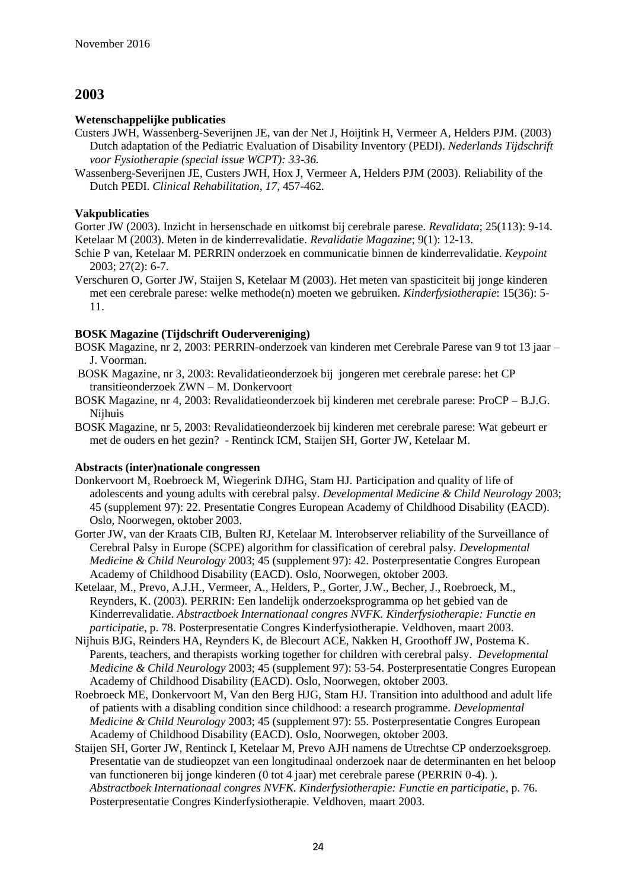# 2003

### Wetenschappelijke publicaties

Custers JWH, Wassenberg-Severijnen JE, van der Net J, Hoijtink H, Vermeer A, Helders PJM. (2003) Dutch adaptation of the Pediatric Evaluation of Disability Inventory (PEDI). *Nederlands Tijdschrift voor Fysiotherapie (special issue WCPT): 33-36.*

Wassenberg-Severijnen JE, Custers JWH, Hox J, Vermeer A, Helders PJM (2003). Reliability of the Dutch PEDI. *Clinical Rehabilitation, 17,* 457-462.

### Vakpublicaties

Gorter JW (2003). Inzicht in hersenschade en uitkomst bij cerebrale parese. *Revalidata*; 25(113): 9-14.

Ketelaar M (2003). Meten in de kinderrevalidatie. *Revalidatie Magazine*; 9(1): 12-13.

Schie P van, Ketelaar M. PERRIN onderzoek en communicatie binnen de kinderrevalidatie. *Keypoint* 2003; 27(2): 6-7.

Verschuren O, Gorter JW, Staijen S, Ketelaar M (2003). Het meten van spasticiteit bij jonge kinderen met een cerebrale parese: welke methode(n) moeten we gebruiken. *Kinderfysiotherapie*: 15(36): 5-11.

### BOSK Magazine (Tijdschrift Oudervereniging)

BOSK Magazine, nr 2, 2003: PERRIN-onderzoek van kinderen met Cerebrale Parese van 9 tot 13 jaar – J. Voorman.

BOSK Magazine, nr 3, 2003: Revalidatieonderzoek bij jongeren met cerebrale parese: het CP transitieonderzoek ZWN – M. Donkervoort

BOSK Magazine, nr 4, 2003: Revalidatieonderzoek bij kinderen met cerebrale parese: ProCP – B.J.G. Nijhuis

BOSK Magazine, nr 5, 2003: Revalidatieonderzoek bij kinderen met cerebrale parese: Wat gebeurt er met de ouders en het gezin? - Rentinck ICM, Staijen SH, Gorter JW, Ketelaar M.

### Abstracts (inter)nationale congressen

Donkervoort M, Roebroeck M, Wiegerink DJHG, Stam HJ. Participation and quality of life of adolescents and young adults with cerebral palsy. *Developmental Medicine & Child Neurology* 2003; 45 (supplement 97): 22. Presentatie Congres European Academy of Childhood Disability (EACD). Oslo, Noorwegen, oktober 2003.

Gorter JW, van der Kraats CIB, Bulten RJ, Ketelaar M. Interobserver reliability of the Surveillance of Cerebral Palsy in Europe (SCPE) algorithm for classification of cerebral palsy. *Developmental Medicine & Child Neurology* 2003; 45 (supplement 97): 42. Posterpresentatie Congres European Academy of Childhood Disability (EACD). Oslo, Noorwegen, oktober 2003.

Ketelaar, M., Prevo, A.J.H., Vermeer, A., Helders, P., Gorter, J.W., Becher, J., Roebroeck, M., Reynders, K. (2003). PERRIN: Een landelijk onderzoeksprogramma op het gebied van de Kinderrevalidatie. *Abstractboek Internationaal congres NVFK. Kinderfysiotherapie: Functie en participatie*, p. 78. Posterpresentatie Congres Kinderfysiotherapie. Veldhoven, maart 2003.

Nijhuis BJG, Reinders HA, Reynders K, de Blecourt ACE, Nakken H, Groothoff JW, Postema K. Parents, teachers, and therapists working together for children with cerebral palsy. *Developmental Medicine & Child Neurology* 2003; 45 (supplement 97): 53-54. Posterpresentatie Congres European Academy of Childhood Disability (EACD). Oslo, Noorwegen, oktober 2003.

Roebroeck ME, Donkervoort M, Van den Berg HJG, Stam HJ. Transition into adulthood and adult life of patients with a disabling condition since childhood: a research programme. *Developmental Medicine & Child Neurology* 2003; 45 (supplement 97): 55. Posterpresentatie Congres European Academy of Childhood Disability (EACD). Oslo, Noorwegen, oktober 2003.

Staijen SH, Gorter JW, Rentinck I, Ketelaar M, Prevo AJH namens de Utrechtse CP onderzoeksgroep. Presentatie van de studieopzet van een longitudinaal onderzoek naar de determinanten en het beloop van functioneren bij jonge kinderen (0 tot 4 jaar) met cerebrale parese (PERRIN 0-4). ). *Abstractboek Internationaal congres NVFK. Kinderfysiotherapie: Functie en participatie*, p. 76. Posterpresentatie Congres Kinderfysiotherapie. Veldhoven, maart 2003.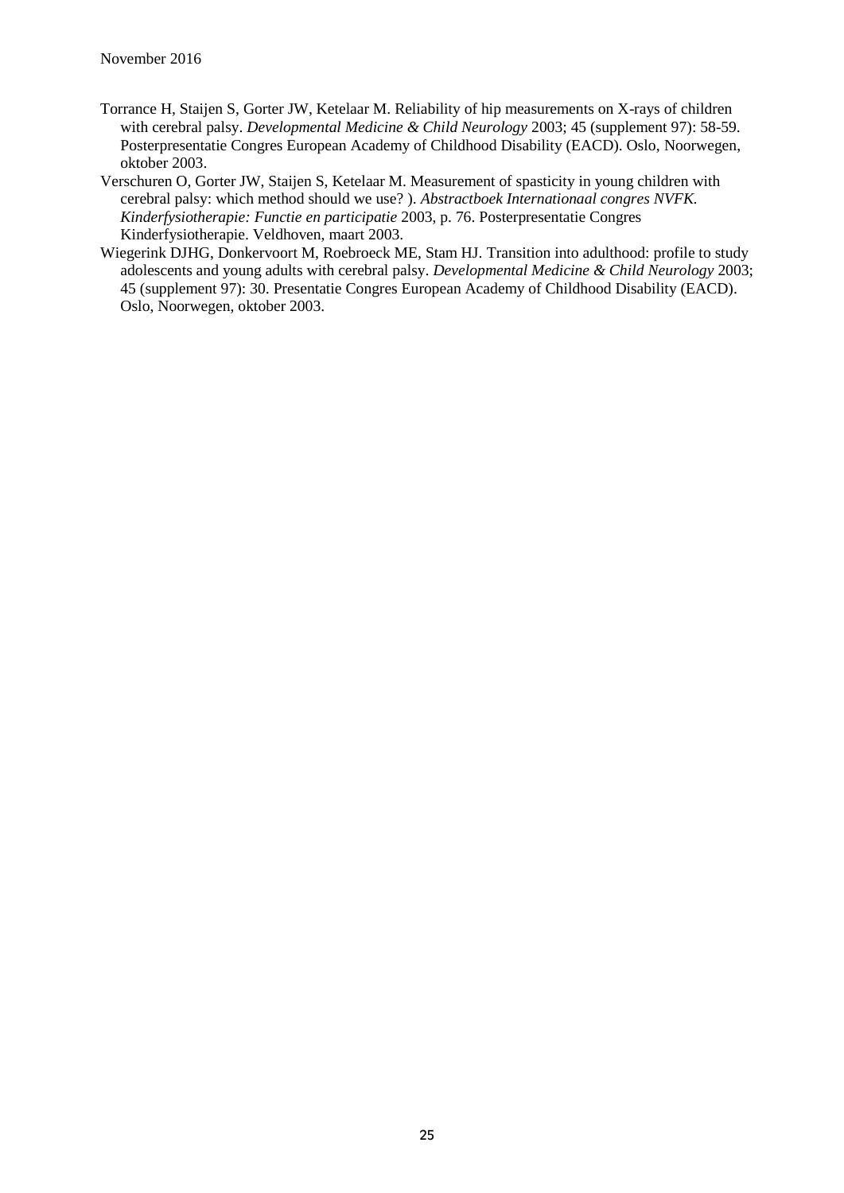Torrance H, Staijen S, Gorter JW, Ketelaar M. Reliability of hip measurements on X-rays of children with cerebral palsy. *Developmental Medicine & Child Neurology* 2003; 45 (supplement 97): 58-59. Posterpresentatie Congres European Academy of Childhood Disability (EACD). Oslo, Noorwegen, oktober 2003.

Verschuren O, Gorter JW, Staijen S, Ketelaar M. Measurement of spasticity in young children with cerebral palsy: which method should we use? ). *Abstractboek Internationaal congres NVFK. Kinderfysiotherapie: Functie en participatie* 2003, p. 76. Posterpresentatie Congres Kinderfysiotherapie. Veldhoven, maart 2003.

Wiegerink DJHG, Donkervoort M, Roebroeck ME, Stam HJ. Transition into adulthood: profile to study adolescents and young adults with cerebral palsy. *Developmental Medicine & Child Neurology* 2003; 45 (supplement 97): 30. Presentatie Congres European Academy of Childhood Disability (EACD). Oslo, Noorwegen, oktober 2003.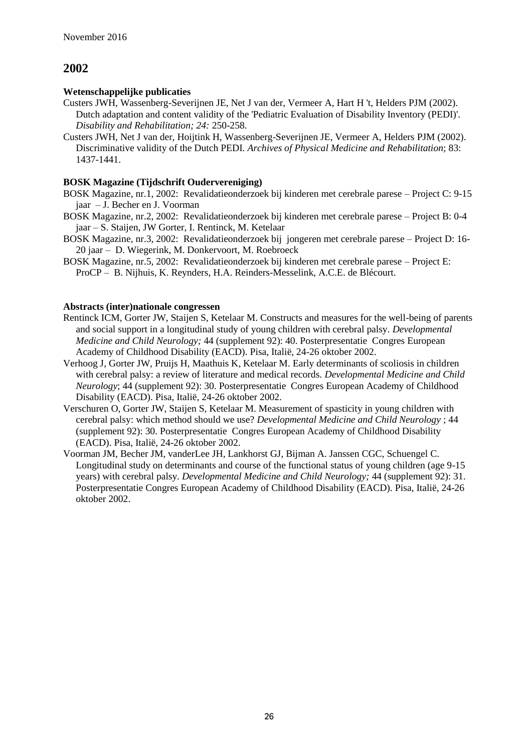## 2002

**Wetenschappelijke publicaties**

Custers JWH, Wassenberg-Severijnen JE, Net J van der, Vermeer A, Hart H 't, Helders PJM (2002). Dutch adaptation and content validity of the 'Pediatric Evaluation of Disability Inventory (PEDI)'. *Disability and Rehabilitation; 24:* 250-258.

Custers JWH, Net J van der, Hoijtink H, Wassenberg-Severijnen JE, Vermeer A, Helders PJM (2002). Discriminative validity of the Dutch PEDI. *Archives of Physical Medicine and Rehabilitation*; 83: 1437-1441.

**BOSK Magazine (Tijdschrift Oudervereniging)**

BOSK Magazine, nr.1, 2002: Revalidatieonderzoek bij kinderen met cerebrale parese – Project C: 9-15 jaar – J. Becher en J. Voorman

BOSK Magazine, nr.2, 2002: Revalidatieonderzoek bij kinderen met cerebrale parese – Project B: 0-4 jaar – S. Staijen, JW Gorter, I. Rentinck, M. Ketelaar

BOSK Magazine, nr.3, 2002: Revalidatieonderzoek bij jongeren met cerebrale parese – Project D: 16-20 jaar – D. Wiegerink, M. Donkervoort, M. Roebroeck

BOSK Magazine, nr.5, 2002: Revalidatieonderzoek bij kinderen met cerebrale parese – Project E: ProCP – B. Nijhuis, K. Reynders, H.A. Reinders-Messelink, A.C.E. de Blécourt.

**Abstracts (inter)nationale congressen**

Rentinck ICM, Gorter JW, Staijen S, Ketelaar M. Constructs and measures for the well-being of parents and social support in a longitudinal study of young children with cerebral palsy. *Developmental Medicine and Child Neurology;* 44 (supplement 92): 40. Posterpresentatie Congres European Academy of Childhood Disability (EACD). Pisa, Italië, 24-26 oktober 2002.

Verhoog J, Gorter JW, Pruijs H, Maathuis K, Ketelaar M. Early determinants of scoliosis in children with cerebral palsy: a review of literature and medical records. *Developmental Medicine and Child Neurology*; 44 (supplement 92): 30. Posterpresentatie Congres European Academy of Childhood Disability (EACD). Pisa, Italië, 24-26 oktober 2002.

Verschuren O, Gorter JW, Staijen S, Ketelaar M. Measurement of spasticity in young children with cerebral palsy: which method should we use? *Developmental Medicine and Child Neurology* ; 44 (supplement 92): 30. Posterpresentatie Congres European Academy of Childhood Disability (EACD). Pisa, Italië, 24-26 oktober 2002.

Voorman JM, Becher JM, vanderLee JH, Lankhorst GJ, Bijman A. Janssen CGC, Schuengel C. Longitudinal study on determinants and course of the functional status of young children (age 9-15 years) with cerebral palsy. *Developmental Medicine and Child Neurology;* 44 (supplement 92): 31. Posterpresentatie Congres European Academy of Childhood Disability (EACD). Pisa, Italië, 24-26 oktober 2002.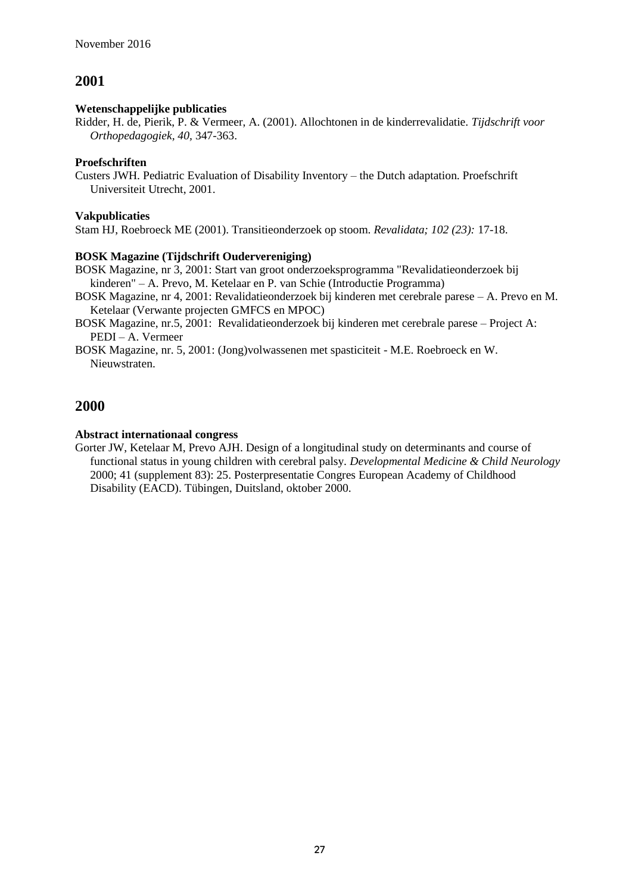## 2001

**Wetenschappelijke publicaties**

Ridder, H. de, Pierik, P. & Vermeer, A. (2001). Allochtonen in de kinderrevalidatie. *Tijdschrift voor Orthopedagogiek, 40*, 347-363.

**Proefschriften**

Custers JWH. Pediatric Evaluation of Disability Inventory – the Dutch adaptation. Proefschrift Universiteit Utrecht, 2001.

**Vakpublicaties**

Stam HJ, Roebroeck ME (2001). Transitieonderzoek op stoom. *Revalidata; 102 (23):* 17-18.

**BOSK Magazine (Tijdschrift Oudervereniging)**

BOSK Magazine, nr 3, 2001: Start van groot onderzoeksprogramma "Revalidatieonderzoek bij kinderen" – A. Prevo, M. Ketelaar en P. van Schie (Introductie Programma)

BOSK Magazine, nr 4, 2001: Revalidatieonderzoek bij kinderen met cerebrale parese – A. Prevo en M. Ketelaar (Verwante projecten GMFCS en MPOC)

BOSK Magazine, nr.5, 2001: Revalidatieonderzoek bij kinderen met cerebrale parese – Project A: PEDI – A. Vermeer

BOSK Magazine, nr. 5, 2001: (Jong)volwassenen met spasticiteit - M.E. Roebroeck en W. Nieuwstraten.

## 2000

**Abstract internationaal congress**

Gorter JW, Ketelaar M, Prevo AJH. Design of a longitudinal study on determinants and course of functional status in young children with cerebral palsy. *Developmental Medicine & Child Neurology* 2000; 41 (supplement 83): 25. Posterpresentatie Congres European Academy of Childhood Disability (EACD). Tübingen, Duitsland, oktober 2000.